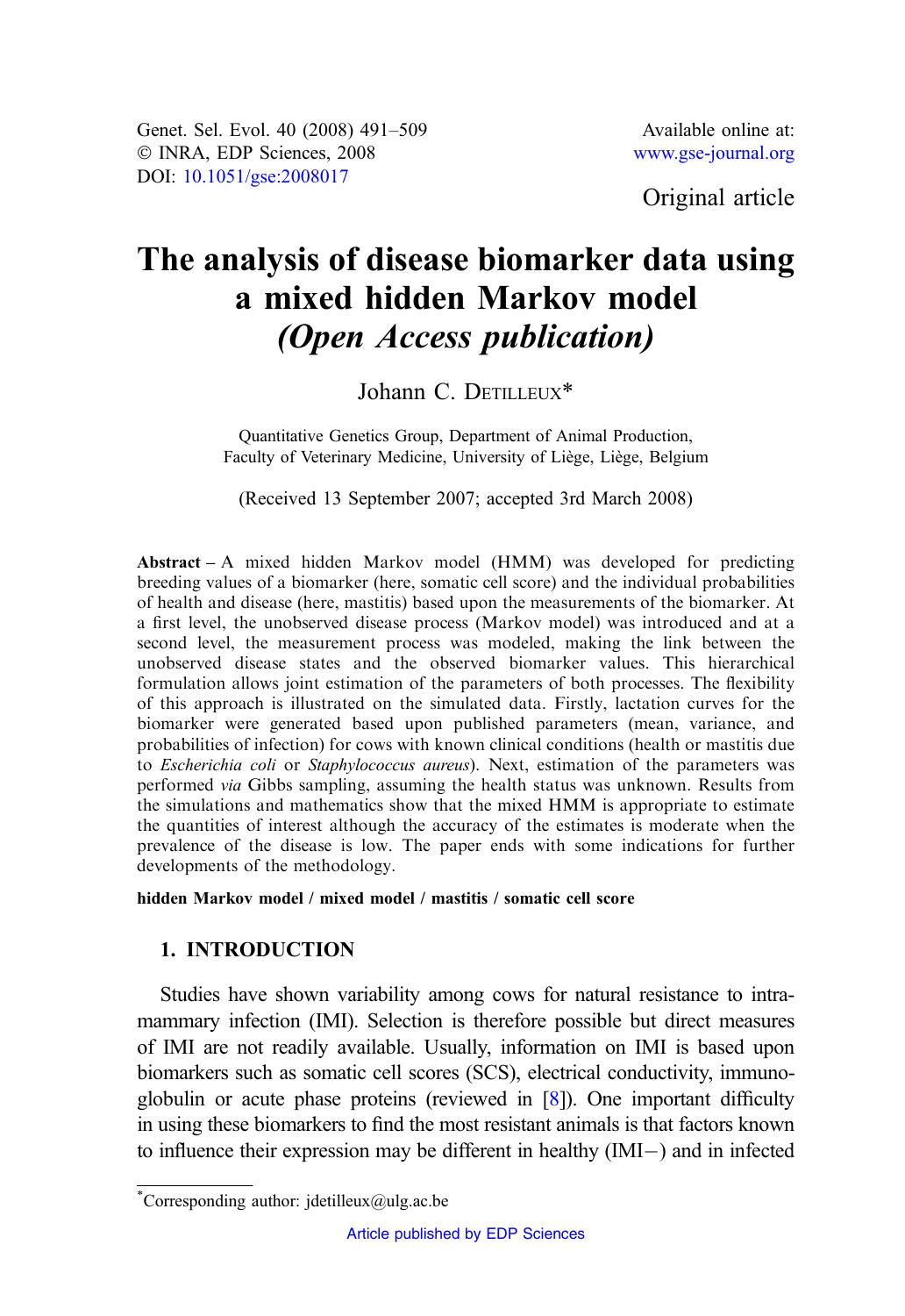Genet. Sel. Evol. 40 (2008) 491–509
© INRA, EDP Sciences, 2008
DOI: 10.1051/gse:2008017

Available online at:
www.gse-journal.org

Original article

# The analysis of disease biomarker data using a mixed hidden Markov model *(Open Access publication)*

Johann C. Detilleux*

Quantitative Genetics Group, Department of Animal Production,
Faculty of Veterinary Medicine, University of Liège, Liège, Belgium

(Received 13 September 2007; accepted 3rd March 2008)

**Abstract** – A mixed hidden Markov model (HMM) was developed for predicting breeding values of a biomarker (here, somatic cell score) and the individual probabilities of health and disease (here, mastitis) based upon the measurements of the biomarker. At a first level, the unobserved disease process (Markov model) was introduced and at a second level, the measurement process was modeled, making the link between the unobserved disease states and the observed biomarker values. This hierarchical formulation allows joint estimation of the parameters of both processes. The flexibility of this approach is illustrated on the simulated data. Firstly, lactation curves for the biomarker were generated based upon published parameters (mean, variance, and probabilities of infection) for cows with known clinical conditions (health or mastitis due to *Escherichia coli* or *Staphylococcus aureus*). Next, estimation of the parameters was performed *via* Gibbs sampling, assuming the health status was unknown. Results from the simulations and mathematics show that the mixed HMM is appropriate to estimate the quantities of interest although the accuracy of the estimates is moderate when the prevalence of the disease is low. The paper ends with some indications for further developments of the methodology.

**hidden Markov model / mixed model / mastitis / somatic cell score**

## 1. INTRODUCTION

Studies have shown variability among cows for natural resistance to intramammary infection (IMI). Selection is therefore possible but direct measures of IMI are not readily available. Usually, information on IMI is based upon biomarkers such as somatic cell scores (SCS), electrical conductivity, immunoglobulin or acute phase proteins (reviewed in [8]). One important difficulty in using these biomarkers to find the most resistant animals is that factors known to influence their expression may be different in healthy (IMI−) and in infected

*Corresponding author: jdetilleux@ulg.ac.be

Article published by EDP Sciences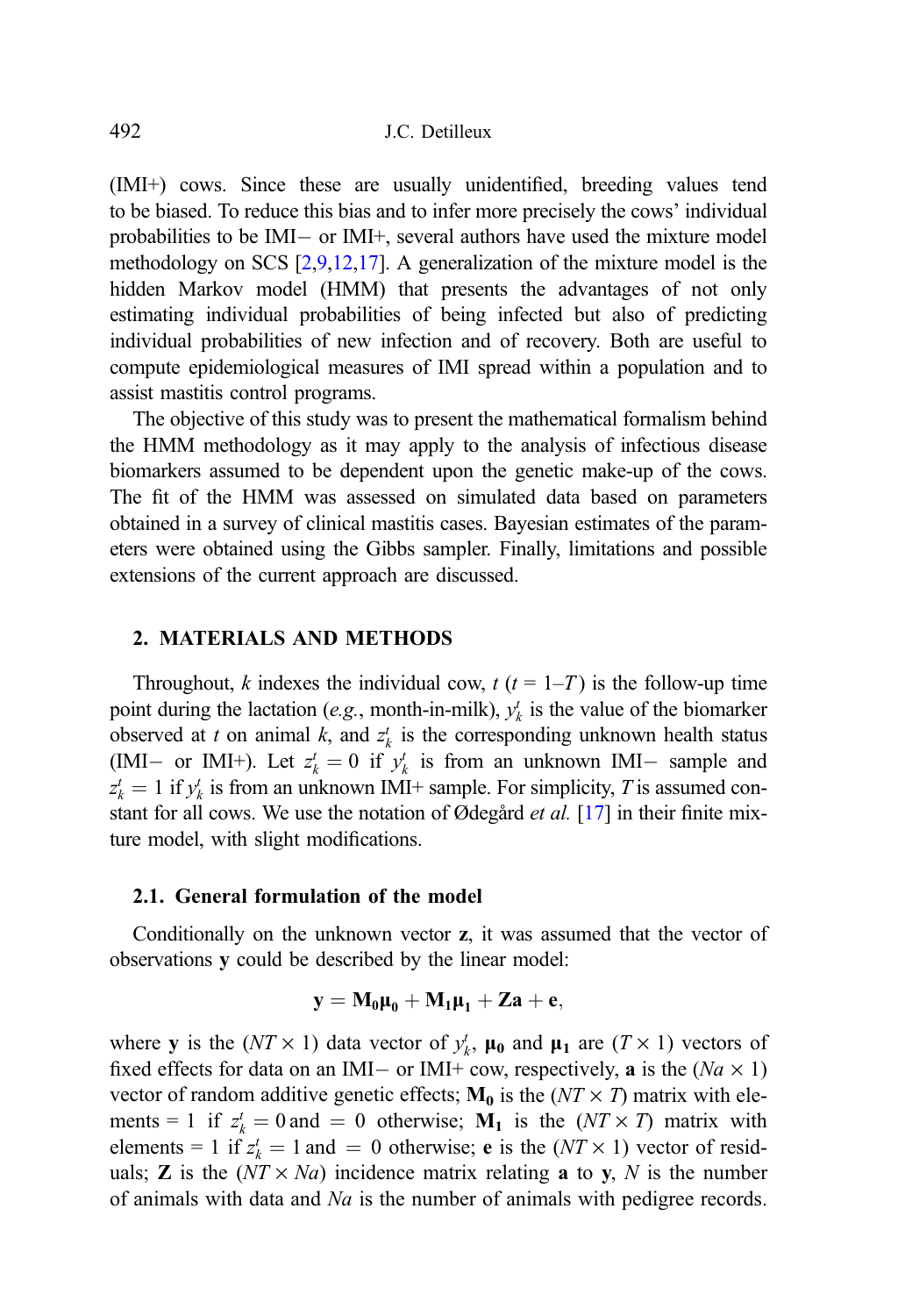(IMI+) cows. Since these are usually unidentified, breeding values tend to be biased. To reduce this bias and to infer more precisely the cows' individual probabilities to be IMI− or IMI+, several authors have used the mixture model methodology on SCS [2,9,12,17]. A generalization of the mixture model is the hidden Markov model (HMM) that presents the advantages of not only estimating individual probabilities of being infected but also of predicting individual probabilities of new infection and of recovery. Both are useful to compute epidemiological measures of IMI spread within a population and to assist mastitis control programs.

The objective of this study was to present the mathematical formalism behind the HMM methodology as it may apply to the analysis of infectious disease biomarkers assumed to be dependent upon the genetic make-up of the cows. The fit of the HMM was assessed on simulated data based on parameters obtained in a survey of clinical mastitis cases. Bayesian estimates of the parameters were obtained using the Gibbs sampler. Finally, limitations and possible extensions of the current approach are discussed.

## 2. MATERIALS AND METHODS

Throughout, $k$ indexes the individual cow, $t$ ($t$ = 1–$T$) is the follow-up time point during the lactation (*e.g.*, month-in-milk), $y_k^t$ is the value of the biomarker observed at $t$ on animal $k$, and $z_k^t$ is the corresponding unknown health status (IMI− or IMI+). Let $z_k^t = 0$ if $y_k^t$ is from an unknown IMI− sample and $z_k^t = 1$ if $y_k^t$ is from an unknown IMI+ sample. For simplicity, $T$ is assumed constant for all cows. We use the notation of Ødegård *et al.* [17] in their finite mixture model, with slight modifications.

### 2.1. General formulation of the model

Conditionally on the unknown vector $\mathbf{z}$, it was assumed that the vector of observations $\mathbf{y}$ could be described by the linear model:

$$\mathbf{y} = \mathbf{M_0}\boldsymbol{\mu}_\mathbf{0} + \mathbf{M_1}\boldsymbol{\mu}_\mathbf{1} + \mathbf{Za} + \mathbf{e},$$

where $\mathbf{y}$ is the ($NT \times 1$) data vector of $y_k^t$, $\boldsymbol{\mu}_\mathbf{0}$ and $\boldsymbol{\mu}_\mathbf{1}$ are ($T \times 1$) vectors of fixed effects for data on an IMI− or IMI+ cow, respectively, $\mathbf{a}$ is the ($Na \times 1$) vector of random additive genetic effects; $\mathbf{M_0}$ is the ($NT \times T$) matrix with elements = 1 if $z_k^t = 0$ and = 0 otherwise; $\mathbf{M_1}$ is the ($NT \times T$) matrix with elements = 1 if $z_k^t = 1$ and = 0 otherwise; $\mathbf{e}$ is the ($NT \times 1$) vector of residuals; $\mathbf{Z}$ is the ($NT \times Na$) incidence matrix relating $\mathbf{a}$ to $\mathbf{y}$, $N$ is the number of animals with data and $Na$ is the number of animals with pedigree records.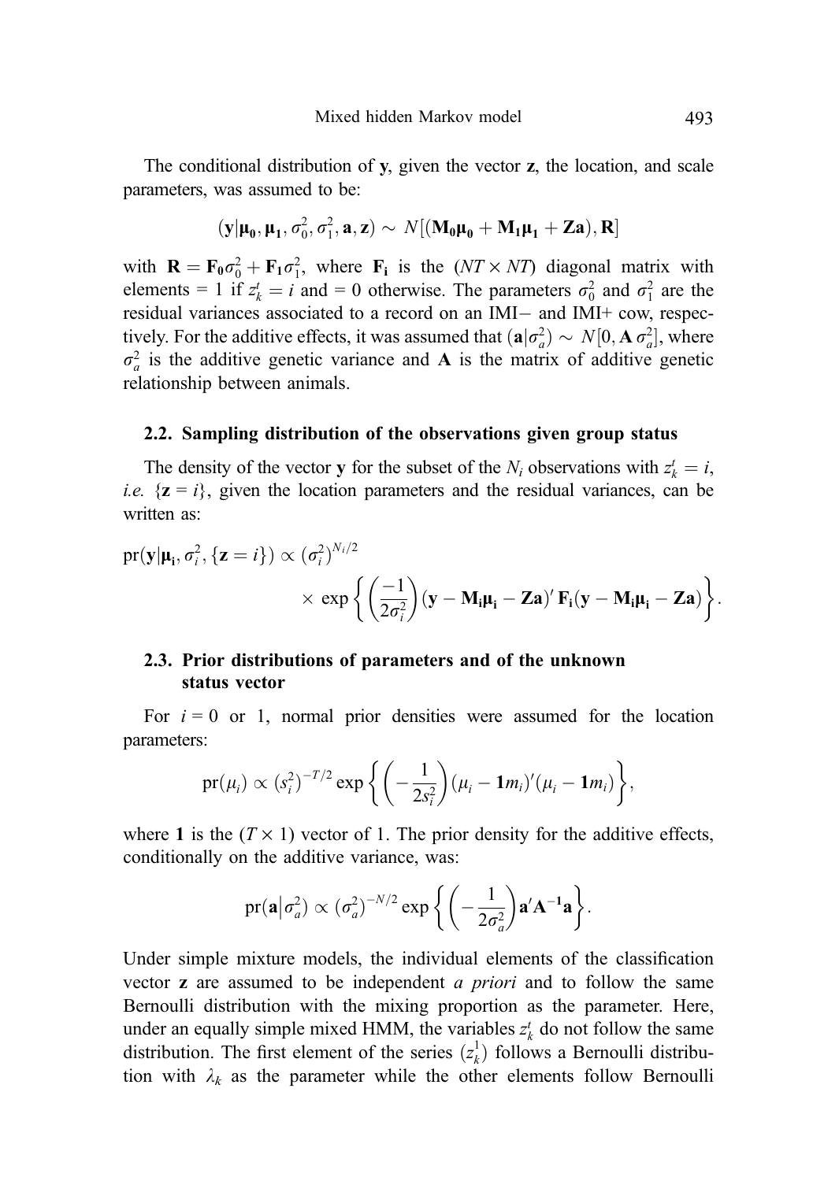The conditional distribution of **y**, given the vector **z**, the location, and scale parameters, was assumed to be:

$$(\mathbf{y}|\boldsymbol{\mu}_0, \boldsymbol{\mu}_1, \sigma_0^2, \sigma_1^2, \mathbf{a}, \mathbf{z}) \sim N[(\mathbf{M_0}\boldsymbol{\mu}_0 + \mathbf{M_1}\boldsymbol{\mu}_1 + \mathbf{Za}), \mathbf{R}]$$

with $\mathbf{R} = \mathbf{F_0}\sigma_0^2 + \mathbf{F_1}\sigma_1^2$, where $\mathbf{F_i}$ is the $(NT \times NT)$ diagonal matrix with elements = 1 if $z_k^t = i$ and = 0 otherwise. The parameters $\sigma_0^2$ and $\sigma_1^2$ are the residual variances associated to a record on an IMI− and IMI+ cow, respectively. For the additive effects, it was assumed that $(\mathbf{a}|\sigma_a^2) \sim N[0, \mathbf{A}\,\sigma_a^2]$, where $\sigma_a^2$ is the additive genetic variance and **A** is the matrix of additive genetic relationship between animals.

### 2.2. Sampling distribution of the observations given group status

The density of the vector **y** for the subset of the $N_i$ observations with $z_k^t = i$, *i.e.* $\{\mathbf{z} = i\}$, given the location parameters and the residual variances, can be written as:

$$\text{pr}(\mathbf{y}|\boldsymbol{\mu}_\mathbf{i}, \sigma_i^2, \{\mathbf{z} = i\}) \propto (\sigma_i^2)^{N_i/2} \times \exp\left\{\left(\frac{-1}{2\sigma_i^2}\right)(\mathbf{y} - \mathbf{M_i}\boldsymbol{\mu}_\mathbf{i} - \mathbf{Za})'\,\mathbf{F_i}(\mathbf{y} - \mathbf{M_i}\boldsymbol{\mu}_\mathbf{i} - \mathbf{Za})\right\}.$$

### 2.3. Prior distributions of parameters and of the unknown status vector

For $i = 0$ or 1, normal prior densities were assumed for the location parameters:

$$\text{pr}(\mu_i) \propto (s_i^2)^{-T/2} \exp\left\{\left(-\frac{1}{2s_i^2}\right)(\mu_i - \mathbf{1}m_i)'(\mu_i - \mathbf{1}m_i)\right\},$$

where **1** is the $(T \times 1)$ vector of 1. The prior density for the additive effects, conditionally on the additive variance, was:

$$\text{pr}(\mathbf{a}|\sigma_a^2) \propto (\sigma_a^2)^{-N/2} \exp\left\{\left(-\frac{1}{2\sigma_a^2}\right)\mathbf{a}'\mathbf{A}^{-1}\mathbf{a}\right\}.$$

Under simple mixture models, the individual elements of the classification vector **z** are assumed to be independent *a priori* and to follow the same Bernoulli distribution with the mixing proportion as the parameter. Here, under an equally simple mixed HMM, the variables $z_k^t$ do not follow the same distribution. The first element of the series $(z_k^1)$ follows a Bernoulli distribution with $\lambda_k$ as the parameter while the other elements follow Bernoulli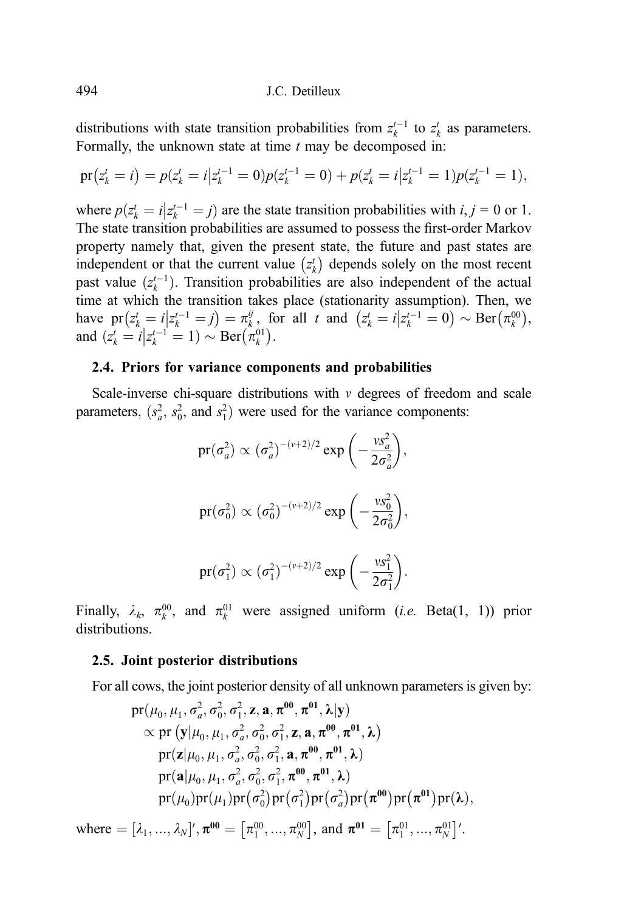distributions with state transition probabilities from $z_k^{t-1}$ to $z_k^t$ as parameters. Formally, the unknown state at time $t$ may be decomposed in:

$$\text{pr}\left(z_k^t = i\right) = p(z_k^t = i \middle| z_k^{t-1} = 0)p(z_k^{t-1} = 0) + p(z_k^t = i \middle| z_k^{t-1} = 1)p(z_k^{t-1} = 1),$$

where $p(z_k^t = i | z_k^{t-1} = j)$ are the state transition probabilities with $i, j$ = 0 or 1. The state transition probabilities are assumed to possess the first-order Markov property namely that, given the present state, the future and past states are independent or that the current value $\left(z_k^t\right)$ depends solely on the most recent past value $(z_k^{t-1})$. Transition probabilities are also independent of the actual time at which the transition takes place (stationarity assumption). Then, we have $\text{pr}\left(z_k^t = i \middle| z_k^{t-1} = j\right) = \pi_k^{ij}$, for all $t$ and $\left(z_k^t = i \middle| z_k^{t-1} = 0\right) \sim \text{Ber}\left(\pi_k^{00}\right)$, and $(z_k^t = i | z_k^{t-1} = 1) \sim \text{Ber}\left(\pi_k^{01}\right)$.

### 2.4. Priors for variance components and probabilities

Scale-inverse chi-square distributions with $v$ degrees of freedom and scale parameters, ($s_a^2$, $s_0^2$, and $s_1^2$) were used for the variance components:

$$\text{pr}(\sigma_a^2) \propto (\sigma_a^2)^{-(v+2)/2} \exp\left(-\frac{vs_a^2}{2\sigma_a^2}\right),$$

$$\text{pr}(\sigma_0^2) \propto (\sigma_0^2)^{-(v+2)/2} \exp\left(-\frac{vs_0^2}{2\sigma_0^2}\right),$$

$$\text{pr}(\sigma_1^2) \propto (\sigma_1^2)^{-(v+2)/2} \exp\left(-\frac{vs_1^2}{2\sigma_1^2}\right).$$

Finally, $\lambda_k$, $\pi_k^{00}$, and $\pi_k^{01}$ were assigned uniform (*i.e.* Beta(1, 1)) prior distributions.

### 2.5. Joint posterior distributions

For all cows, the joint posterior density of all unknown parameters is given by:

$$\begin{aligned}
&\text{pr}(\mu_0, \mu_1, \sigma_a^2, \sigma_0^2, \sigma_1^2, \mathbf{z}, \mathbf{a}, \boldsymbol{\pi}^{\mathbf{00}}, \boldsymbol{\pi}^{\mathbf{01}}, \boldsymbol{\lambda} | \mathbf{y}) \\
&\quad \propto \text{pr}\left(\mathbf{y} | \mu_0, \mu_1, \sigma_a^2, \sigma_0^2, \sigma_1^2, \mathbf{z}, \mathbf{a}, \boldsymbol{\pi}^{\mathbf{00}}, \boldsymbol{\pi}^{\mathbf{01}}, \boldsymbol{\lambda}\right) \\
&\quad\quad \text{pr}(\mathbf{z} | \mu_0, \mu_1, \sigma_a^2, \sigma_0^2, \sigma_1^2, \mathbf{a}, \boldsymbol{\pi}^{\mathbf{00}}, \boldsymbol{\pi}^{\mathbf{01}}, \boldsymbol{\lambda}) \\
&\quad\quad \text{pr}(\mathbf{a} | \mu_0, \mu_1, \sigma_a^2, \sigma_0^2, \sigma_1^2, \boldsymbol{\pi}^{\mathbf{00}}, \boldsymbol{\pi}^{\mathbf{01}}, \boldsymbol{\lambda}) \\
&\quad\quad \text{pr}(\mu_0)\text{pr}(\mu_1)\text{pr}\left(\sigma_0^2\right)\text{pr}\left(\sigma_1^2\right)\text{pr}\left(\sigma_a^2\right)\text{pr}\left(\boldsymbol{\pi}^{\mathbf{00}}\right)\text{pr}\left(\boldsymbol{\pi}^{\mathbf{01}}\right)\text{pr}(\boldsymbol{\lambda}),
\end{aligned}$$

where $= [\lambda_1, ..., \lambda_N]'$, $\boldsymbol{\pi}^{\mathbf{00}} = \left[\pi_1^{00}, ..., \pi_N^{00}\right]$, and $\boldsymbol{\pi}^{\mathbf{01}} = \left[\pi_1^{01}, ..., \pi_N^{01}\right]'$.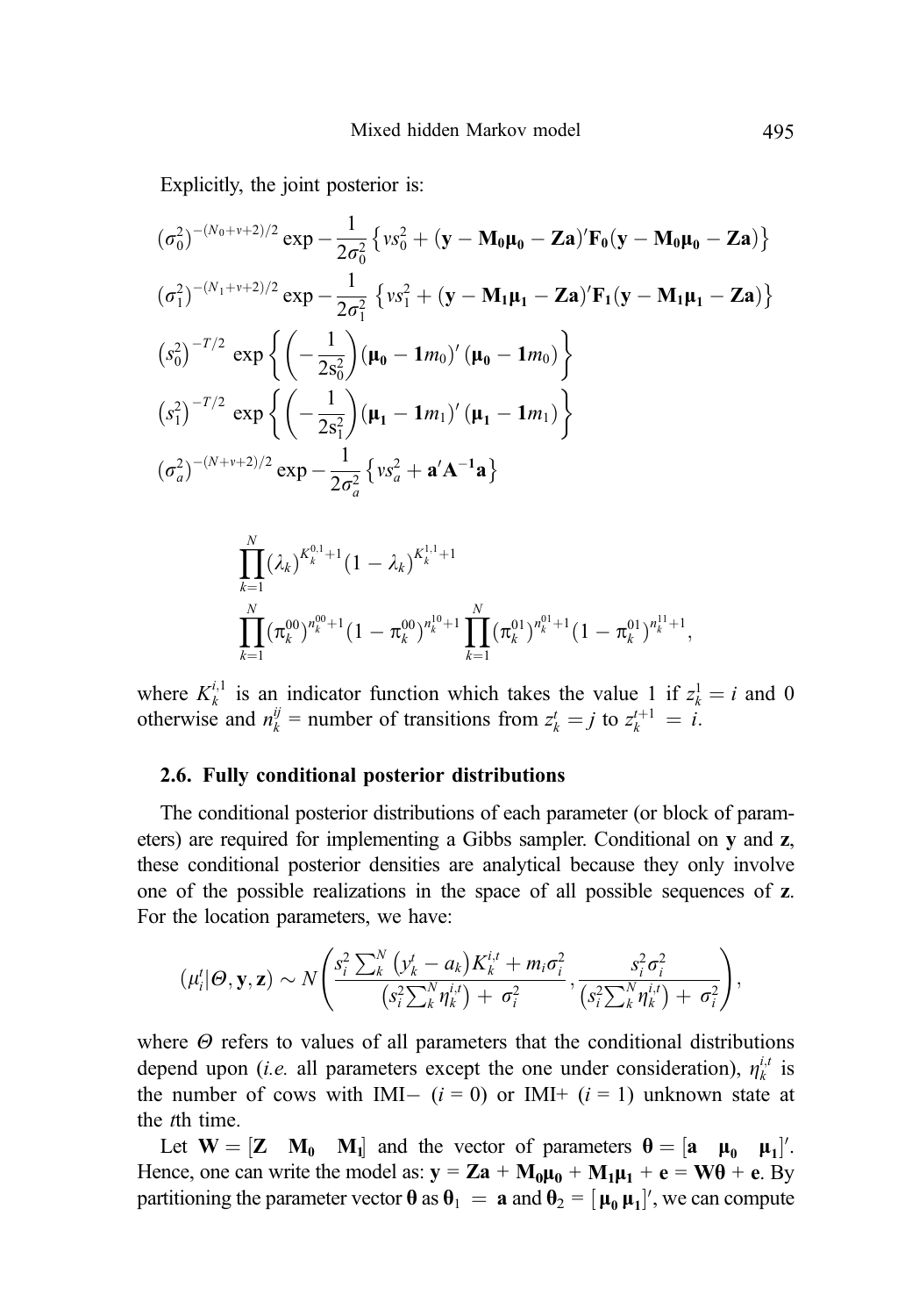Explicitly, the joint posterior is:

$$
(\sigma_0^2)^{-(N_0+v+2)/2} \exp -\frac{1}{2\sigma_0^2}\left\{vs_0^2 + (\mathbf{y} - \mathbf{M_0}\boldsymbol{\mu_0} - \mathbf{Za})'\mathbf{F_0}(\mathbf{y} - \mathbf{M_0}\boldsymbol{\mu_0} - \mathbf{Za})\right\}
$$

$$
(\sigma_1^2)^{-(N_1+v+2)/2} \exp -\frac{1}{2\sigma_1^2}\left\{vs_1^2 + (\mathbf{y} - \mathbf{M_1}\boldsymbol{\mu_1} - \mathbf{Za})'\mathbf{F_1}(\mathbf{y} - \mathbf{M_1}\boldsymbol{\mu_1} - \mathbf{Za})\right\}
$$

$$
\left(s_0^2\right)^{-T/2} \exp\left\{\left(-\frac{1}{2s_0^2}\right)(\boldsymbol{\mu_0} - \mathbf{1}m_0)'(\boldsymbol{\mu_0} - \mathbf{1}m_0)\right\}
$$

$$
\left(s_1^2\right)^{-T/2} \exp\left\{\left(-\frac{1}{2s_1^2}\right)(\boldsymbol{\mu_1} - \mathbf{1}m_1)'(\boldsymbol{\mu_1} - \mathbf{1}m_1)\right\}
$$

$$
(\sigma_a^2)^{-(N+v+2)/2} \exp -\frac{1}{2\sigma_a^2}\left\{vs_a^2 + \mathbf{a}'\mathbf{A}^{-1}\mathbf{a}\right\}
$$

$$
\prod_{k=1}^{N} (\lambda_k)^{K_k^{0,1}+1}(1-\lambda_k)^{K_k^{1,1}+1}
$$

$$
\prod_{k=1}^{N} (\pi_k^{00})^{n_k^{00}+1}(1-\pi_k^{00})^{n_k^{10}+1} \prod_{k=1}^{N} (\pi_k^{01})^{n_k^{01}+1}(1-\pi_k^{01})^{n_k^{11}+1},
$$

where $K_k^{i,1}$ is an indicator function which takes the value 1 if $z_k^1 = i$ and 0 otherwise and $n_k^{ij}$ = number of transitions from $z_k^t = j$ to $z_k^{t+1} = i$.

### 2.6. Fully conditional posterior distributions

The conditional posterior distributions of each parameter (or block of parameters) are required for implementing a Gibbs sampler. Conditional on $\mathbf{y}$ and $\mathbf{z}$, these conditional posterior densities are analytical because they only involve one of the possible realizations in the space of all possible sequences of $\mathbf{z}$. For the location parameters, we have:

$$
(\mu_i^t | \Theta, \mathbf{y}, \mathbf{z}) \sim N\left(\frac{s_i^2 \sum_k^N \left(y_k^t - a_k\right) K_k^{i,t} + m_i \sigma_i^2}{\left(s_i^2 \sum_k^N \eta_k^{i,t}\right) + \sigma_i^2}, \frac{s_i^2 \sigma_i^2}{\left(s_i^2 \sum_k^N \eta_k^{i,t}\right) + \sigma_i^2}\right),
$$

where $\Theta$ refers to values of all parameters that the conditional distributions depend upon (*i.e.* all parameters except the one under consideration), $\eta_k^{i,t}$ is the number of cows with IMI− ($i$ = 0) or IMI+ ($i$ = 1) unknown state at the $t$th time.

Let $\mathbf{W} = [\mathbf{Z} \quad \mathbf{M_0} \quad \mathbf{M_1}]$ and the vector of parameters $\boldsymbol{\theta} = [\mathbf{a} \quad \boldsymbol{\mu_0} \quad \boldsymbol{\mu_1}]'$. Hence, one can write the model as: $\mathbf{y} = \mathbf{Za} + \mathbf{M_0}\boldsymbol{\mu_0} + \mathbf{M_1}\boldsymbol{\mu_1} + \mathbf{e} = \mathbf{W}\boldsymbol{\theta} + \mathbf{e}$. By partitioning the parameter vector $\boldsymbol{\theta}$ as $\boldsymbol{\theta}_1 = \mathbf{a}$ and $\boldsymbol{\theta}_2 = [\boldsymbol{\mu_0}\, \boldsymbol{\mu_1}]'$, we can compute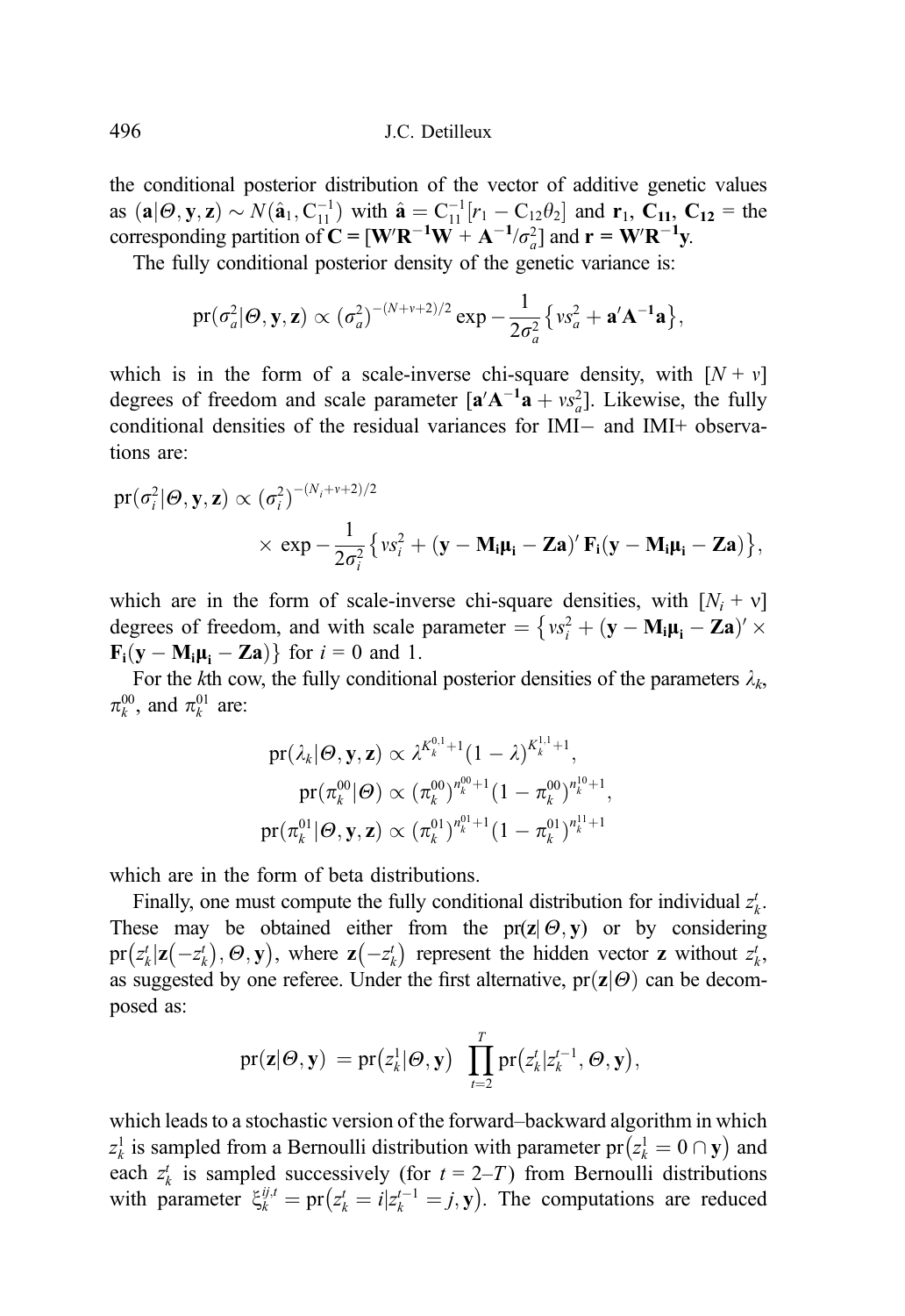the conditional posterior distribution of the vector of additive genetic values as $(\mathbf{a}|\Theta,\mathbf{y},\mathbf{z}) \sim N(\hat{\mathbf{a}}_1, C_{11}^{-1})$ with $\hat{\mathbf{a}} = C_{11}^{-1}[r_1 - C_{12}\theta_2]$ and $\mathbf{r}_1$, $\mathbf{C_{11}}$, $\mathbf{C_{12}}$ = the corresponding partition of $\mathbf{C} = [\mathbf{W}'\mathbf{R}^{-1}\mathbf{W} + \mathbf{A}^{-1}/\sigma_a^2]$ and $\mathbf{r} = \mathbf{W}'\mathbf{R}^{-1}\mathbf{y}$.

The fully conditional posterior density of the genetic variance is:

$$\mathrm{pr}(\sigma_a^2|\Theta,\mathbf{y},\mathbf{z}) \propto (\sigma_a^2)^{-(N+v+2)/2} \exp -\frac{1}{2\sigma_a^2}\left\{vs_a^2 + \mathbf{a}'\mathbf{A}^{-1}\mathbf{a}\right\},$$

which is in the form of a scale-inverse chi-square density, with $[N + v]$ degrees of freedom and scale parameter $[\mathbf{a}'\mathbf{A}^{-1}\mathbf{a} + vs_a^2]$. Likewise, the fully conditional densities of the residual variances for IMI− and IMI+ observations are:

$$\mathrm{pr}(\sigma_i^2|\Theta,\mathbf{y},\mathbf{z}) \propto (\sigma_i^2)^{-(N_i+v+2)/2} \times \exp -\frac{1}{2\sigma_i^2}\left\{vs_i^2 + (\mathbf{y} - \mathbf{M_i}\boldsymbol{\mu}_\mathbf{i} - \mathbf{Za})'\,\mathbf{F_i}(\mathbf{y} - \mathbf{M_i}\boldsymbol{\mu}_\mathbf{i} - \mathbf{Za})\right\},$$

which are in the form of scale-inverse chi-square densities, with $[N_i + v]$ degrees of freedom, and with scale parameter $= \left\{vs_i^2 + (\mathbf{y} - \mathbf{M_i}\boldsymbol{\mu}_\mathbf{i} - \mathbf{Za})' \times \mathbf{F_i}(\mathbf{y} - \mathbf{M_i}\boldsymbol{\mu}_\mathbf{i} - \mathbf{Za})\right\}$ for $i = 0$ and 1.

For the $k$th cow, the fully conditional posterior densities of the parameters $\lambda_k$, $\pi_k^{00}$, and $\pi_k^{01}$ are:

$$\mathrm{pr}(\lambda_k|\Theta,\mathbf{y},\mathbf{z}) \propto \lambda^{K_k^{0,1}+1}(1-\lambda)^{K_k^{1,1}+1},$$

$$\mathrm{pr}(\pi_k^{00}|\Theta) \propto (\pi_k^{00})^{n_k^{00}+1}(1-\pi_k^{00})^{n_k^{10}+1},$$

$$\mathrm{pr}(\pi_k^{01}|\Theta,\mathbf{y},\mathbf{z}) \propto (\pi_k^{01})^{n_k^{01}+1}(1-\pi_k^{01})^{n_k^{11}+1}$$

which are in the form of beta distributions.

Finally, one must compute the fully conditional distribution for individual $z_k^t$. These may be obtained either from the $\mathrm{pr}(\mathbf{z}|\Theta,\mathbf{y})$ or by considering $\mathrm{pr}\left(z_k^t|\mathbf{z}\left(-z_k^t\right),\Theta,\mathbf{y}\right)$, where $\mathbf{z}\left(-z_k^t\right)$ represent the hidden vector $\mathbf{z}$ without $z_k^t$, as suggested by one referee. Under the first alternative, $\mathrm{pr}(\mathbf{z}|\Theta)$ can be decomposed as:

$$\mathrm{pr}(\mathbf{z}|\Theta,\mathbf{y}) = \mathrm{pr}\left(z_k^1|\Theta,\mathbf{y}\right)\prod_{t=2}^{T}\mathrm{pr}\left(z_k^t|z_k^{t-1},\Theta,\mathbf{y}\right),$$

which leads to a stochastic version of the forward–backward algorithm in which $z_k^1$ is sampled from a Bernoulli distribution with parameter $\mathrm{pr}\left(z_k^1 = 0 \cap \mathbf{y}\right)$ and each $z_k^t$ is sampled successively (for $t$ = 2–$T$) from Bernoulli distributions with parameter $\xi_k^{ij,t} = \mathrm{pr}\left(z_k^t = i|z_k^{t-1} = j,\mathbf{y}\right)$. The computations are reduced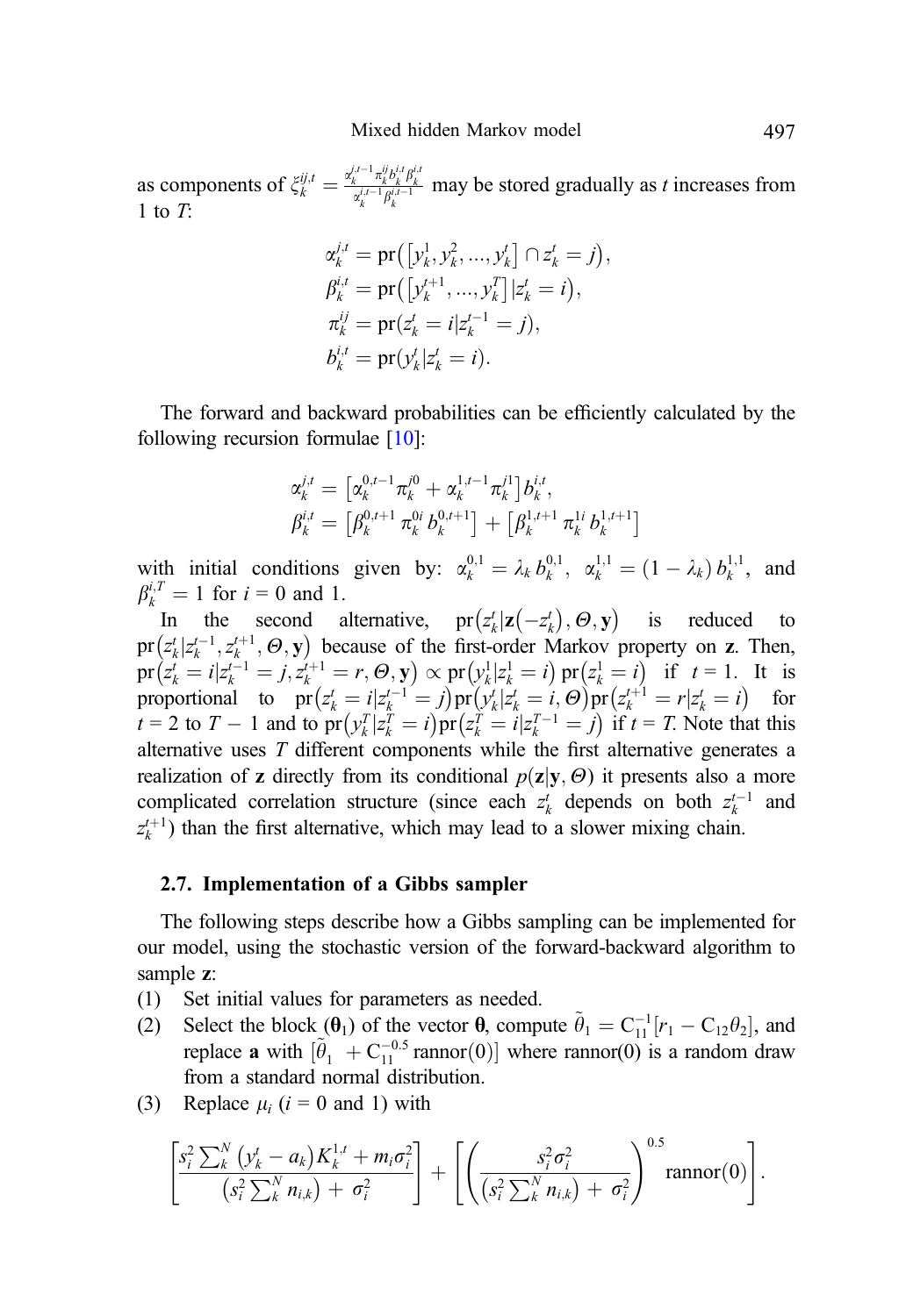as components of $\xi_k^{ij,t} = \frac{\alpha_k^{j,t-1}\pi_k^{ij}b_k^{i,t}\beta_k^{i,t}}{\alpha_k^{i,t-1}\beta_k^{i,t-1}}$ may be stored gradually as $t$ increases from 1 to $T$:

$$
\begin{aligned}
\alpha_k^{j,t} &= \mathrm{pr}\big(\big[y_k^1, y_k^2, ..., y_k^t\big] \cap z_k^t = j\big), \\
\beta_k^{i,t} &= \mathrm{pr}\big(\big[y_k^{t+1}, ..., y_k^T\big] | z_k^t = i\big), \\
\pi_k^{ij} &= \mathrm{pr}(z_k^t = i | z_k^{t-1} = j), \\
b_k^{i,t} &= \mathrm{pr}(y_k^t | z_k^t = i).
\end{aligned}
$$

The forward and backward probabilities can be efficiently calculated by the following recursion formulae [10]:

$$
\begin{aligned}
\alpha_k^{j,t} &= \big[\alpha_k^{0,t-1}\pi_k^{j0} + \alpha_k^{1,t-1}\pi_k^{j1}\big] b_k^{i,t}, \\
\beta_k^{i,t} &= \big[\beta_k^{0,t+1}\,\pi_k^{0i}\, b_k^{0,t+1}\big] + \big[\beta_k^{1,t+1}\,\pi_k^{1i}\, b_k^{1,t+1}\big]
\end{aligned}
$$

with initial conditions given by: $\alpha_k^{0,1} = \lambda_k\, b_k^{0,1}$, $\alpha_k^{1,1} = (1-\lambda_k)\, b_k^{1,1}$, and $\beta_k^{i,T} = 1$ for $i = 0$ and 1.

In the second alternative, $\mathrm{pr}\big(z_k^t | \mathbf{z}\big(-z_k^t\big), \Theta, \mathbf{y}\big)$ is reduced to $\mathrm{pr}\big(z_k^t | z_k^{t-1}, z_k^{t+1}, \Theta, \mathbf{y}\big)$ because of the first-order Markov property on $\mathbf{z}$. Then, $\mathrm{pr}\big(z_k^t = i | z_k^{t-1} = j, z_k^{t+1} = r, \Theta, \mathbf{y}\big) \propto \mathrm{pr}\big(y_k^1 | z_k^1 = i\big)\,\mathrm{pr}\big(z_k^1 = i\big)$ if $t = 1$. It is proportional to $\mathrm{pr}\big(z_k^t = i | z_k^{t-1} = j\big)\mathrm{pr}\big(y_k^t | z_k^t = i, \Theta\big)\mathrm{pr}\big(z_k^{t+1} = r | z_k^t = i\big)$ for $t = 2$ to $T-1$ and to $\mathrm{pr}\big(y_k^T | z_k^T = i\big)\mathrm{pr}\big(z_k^T = i | z_k^{T-1} = j\big)$ if $t = T$. Note that this alternative uses $T$ different components while the first alternative generates a realization of $\mathbf{z}$ directly from its conditional $p(\mathbf{z}|\mathbf{y}, \Theta)$ it presents also a more complicated correlation structure (since each $z_k^t$ depends on both $z_k^{t-1}$ and $z_k^{t+1}$) than the first alternative, which may lead to a slower mixing chain.

### 2.7. Implementation of a Gibbs sampler

The following steps describe how a Gibbs sampling can be implemented for our model, using the stochastic version of the forward-backward algorithm to sample $\mathbf{z}$:

(1) Set initial values for parameters as needed.

(2) Select the block $(\boldsymbol{\theta}_1)$ of the vector $\boldsymbol{\theta}$, compute $\tilde{\theta}_1 = \mathrm{C}_{11}^{-1}[r_1 - \mathrm{C}_{12}\theta_2]$, and replace $\mathbf{a}$ with $[\tilde{\theta}_1 + \mathrm{C}_{11}^{-0.5}\,\mathrm{rannor}(0)]$ where rannor(0) is a random draw from a standard normal distribution.

(3) Replace $\mu_i$ ($i = 0$ and 1) with

$$
\left[\frac{s_i^2 \sum_k^N \big(y_k^t - a_k\big) K_k^{1,t} + m_i \sigma_i^2}{\big(s_i^2 \sum_k^N n_{i,k}\big) + \sigma_i^2}\right] + \left[\left(\frac{s_i^2 \sigma_i^2}{\big(s_i^2 \sum_k^N n_{i,k}\big) + \sigma_i^2}\right)^{0.5} \mathrm{rannor}(0)\right].
$$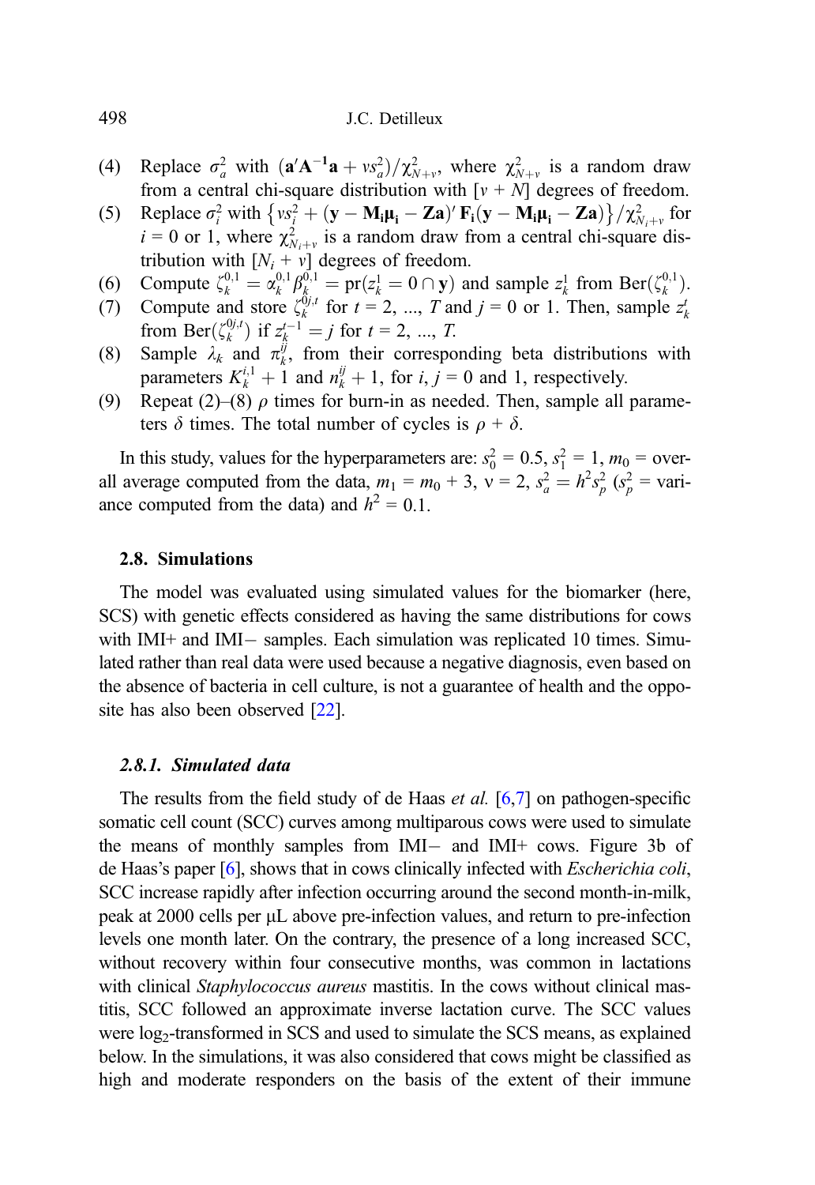(4) Replace $\sigma_a^2$ with $(\mathbf{a}'\mathbf{A}^{-1}\mathbf{a} + \nu s_a^2)/\chi^2_{N+\nu}$, where $\chi^2_{N+\nu}$ is a random draw from a central chi-square distribution with $[\nu + N]$ degrees of freedom.

(5) Replace $\sigma_i^2$ with $\left\{\nu s_i^2 + (\mathbf{y} - \mathbf{M_i}\boldsymbol{\mu}_\mathbf{i} - \mathbf{Za})' \, \mathbf{F_i}(\mathbf{y} - \mathbf{M_i}\boldsymbol{\mu}_\mathbf{i} - \mathbf{Za})\right\}/\chi^2_{N_i+\nu}$ for $i = 0$ or 1, where $\chi^2_{N_i+\nu}$ is a random draw from a central chi-square distribution with $[N_i + \nu]$ degrees of freedom.

(6) Compute $\zeta_k^{0,1} = \alpha_k^{0,1}\beta_k^{0,1} = \mathrm{pr}(z_k^1 = 0 \cap \mathbf{y})$ and sample $z_k^1$ from $\mathrm{Ber}(\zeta_k^{0,1})$.

(7) Compute and store $\zeta_k^{0j,t}$ for $t = 2, ..., T$ and $j = 0$ or 1. Then, sample $z_k^t$ from $\mathrm{Ber}(\zeta_k^{0j,t})$ if $z_k^{t-1} = j$ for $t = 2, ..., T$.

(8) Sample $\lambda_k$ and $\pi_k^{ij}$, from their corresponding beta distributions with parameters $K_k^{i,1} + 1$ and $n_k^{ij} + 1$, for $i, j = 0$ and 1, respectively.

(9) Repeat (2)–(8) $\rho$ times for burn-in as needed. Then, sample all parameters $\delta$ times. The total number of cycles is $\rho + \delta$.

In this study, values for the hyperparameters are: $s_0^2 = 0.5$, $s_1^2 = 1$, $m_0$ = overall average computed from the data, $m_1 = m_0 + 3$, $\nu = 2$, $s_a^2 = h^2 s_p^2$ ($s_p^2$ = variance computed from the data) and $h^2 = 0.1$.

## 2.8. Simulations

The model was evaluated using simulated values for the biomarker (here, SCS) with genetic effects considered as having the same distributions for cows with IMI+ and IMI− samples. Each simulation was replicated 10 times. Simulated rather than real data were used because a negative diagnosis, even based on the absence of bacteria in cell culture, is not a guarantee of health and the opposite has also been observed [22].

### *2.8.1. Simulated data*

The results from the field study of de Haas *et al.* [6,7] on pathogen-specific somatic cell count (SCC) curves among multiparous cows were used to simulate the means of monthly samples from IMI− and IMI+ cows. Figure 3b of de Haas's paper [6], shows that in cows clinically infected with *Escherichia coli*, SCC increase rapidly after infection occurring around the second month-in-milk, peak at 2000 cells per μL above pre-infection values, and return to pre-infection levels one month later. On the contrary, the presence of a long increased SCC, without recovery within four consecutive months, was common in lactations with clinical *Staphylococcus aureus* mastitis. In the cows without clinical mastitis, SCC followed an approximate inverse lactation curve. The SCC values were $\log_2$-transformed in SCS and used to simulate the SCS means, as explained below. In the simulations, it was also considered that cows might be classified as high and moderate responders on the basis of the extent of their immune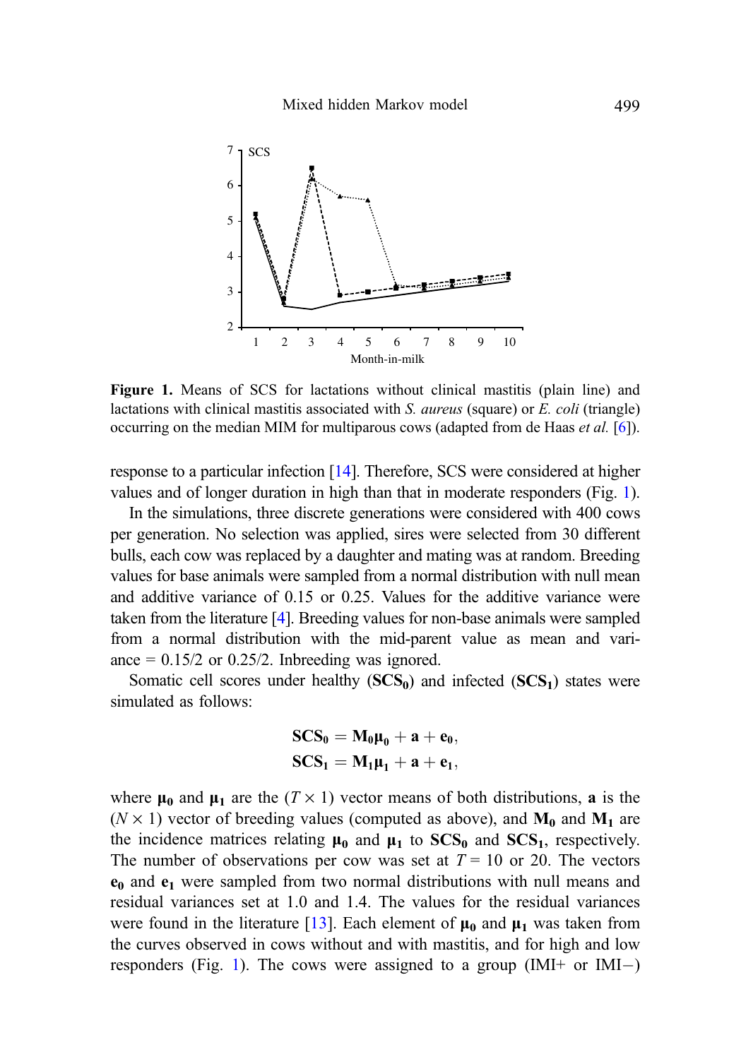Figure 1. Means of SCS for lactations without clinical mastitis (plain line) and lactations with clinical mastitis associated with *S. aureus* (square) or *E. coli* (triangle) occurring on the median MIM for multiparous cows (adapted from de Haas *et al.* [6]).

response to a particular infection [14]. Therefore, SCS were considered at higher values and of longer duration in high than that in moderate responders (Fig. 1).

In the simulations, three discrete generations were considered with 400 cows per generation. No selection was applied, sires were selected from 30 different bulls, each cow was replaced by a daughter and mating was at random. Breeding values for base animals were sampled from a normal distribution with null mean and additive variance of 0.15 or 0.25. Values for the additive variance were taken from the literature [4]. Breeding values for non-base animals were sampled from a normal distribution with the mid-parent value as mean and variance = 0.15/2 or 0.25/2. Inbreeding was ignored.

Somatic cell scores under healthy ($\mathbf{SCS_0}$) and infected ($\mathbf{SCS_1}$) states were simulated as follows:

$$\mathbf{SCS_0} = \mathbf{M_0}\boldsymbol{\mu}_\mathbf{0} + \mathbf{a} + \mathbf{e_0},$$
$$\mathbf{SCS_1} = \mathbf{M_1}\boldsymbol{\mu}_\mathbf{1} + \mathbf{a} + \mathbf{e_1},$$

where $\boldsymbol{\mu}_\mathbf{0}$ and $\boldsymbol{\mu}_\mathbf{1}$ are the $(T \times 1)$ vector means of both distributions, $\mathbf{a}$ is the $(N \times 1)$ vector of breeding values (computed as above), and $\mathbf{M_0}$ and $\mathbf{M_1}$ are the incidence matrices relating $\boldsymbol{\mu}_\mathbf{0}$ and $\boldsymbol{\mu}_\mathbf{1}$ to $\mathbf{SCS_0}$ and $\mathbf{SCS_1}$, respectively. The number of observations per cow was set at $T = 10$ or 20. The vectors $\mathbf{e_0}$ and $\mathbf{e_1}$ were sampled from two normal distributions with null means and residual variances set at 1.0 and 1.4. The values for the residual variances were found in the literature [13]. Each element of $\boldsymbol{\mu}_\mathbf{0}$ and $\boldsymbol{\mu}_\mathbf{1}$ was taken from the curves observed in cows without and with mastitis, and for high and low responders (Fig. 1). The cows were assigned to a group (IMI+ or IMI−)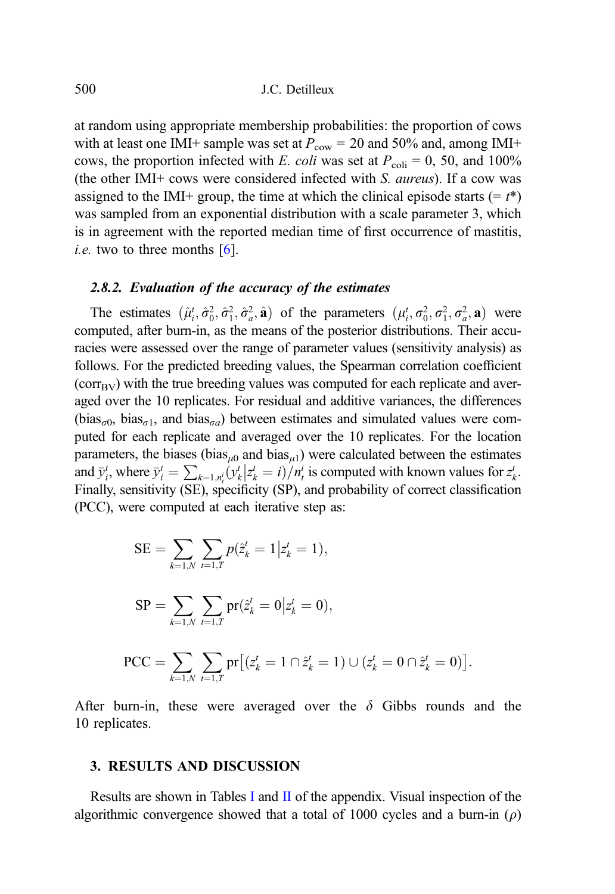at random using appropriate membership probabilities: the proportion of cows with at least one IMI+ sample was set at $P_{\text{cow}}$ = 20 and 50% and, among IMI+ cows, the proportion infected with *E. coli* was set at $P_{\text{coli}}$ = 0, 50, and 100% (the other IMI+ cows were considered infected with *S. aureus*). If a cow was assigned to the IMI+ group, the time at which the clinical episode starts (= $t^*$) was sampled from an exponential distribution with a scale parameter 3, which is in agreement with the reported median time of first occurrence of mastitis, *i.e.* two to three months [6].

### *2.8.2. Evaluation of the accuracy of the estimates*

The estimates $(\hat{\mu}_i^t, \hat{\sigma}_0^2, \hat{\sigma}_1^2, \hat{\sigma}_a^2, \hat{\mathbf{a}})$ of the parameters $(\mu_i^t, \sigma_0^2, \sigma_1^2, \sigma_a^2, \mathbf{a})$ were computed, after burn-in, as the means of the posterior distributions. Their accuracies were assessed over the range of parameter values (sensitivity analysis) as follows. For the predicted breeding values, the Spearman correlation coefficient ($\text{corr}_{\text{BV}}$) with the true breeding values was computed for each replicate and averaged over the 10 replicates. For residual and additive variances, the differences ($\text{bias}_{\sigma 0}$, $\text{bias}_{\sigma 1}$, and $\text{bias}_{\sigma a}$) between estimates and simulated values were computed for each replicate and averaged over the 10 replicates. For the location parameters, the biases ($\text{bias}_{\mu 0}$ and $\text{bias}_{\mu 1}$) were calculated between the estimates and $\bar{y}_i^t$, where $\bar{y}_i^t = \sum_{k=1,n_t^i} (y_k^t | z_k^t = i)/n_t^i$ is computed with known values for $z_k^t$. Finally, sensitivity (SE), specificity (SP), and probability of correct classification (PCC), were computed at each iterative step as:

$$\text{SE} = \sum_{k=1,N} \sum_{t=1,T} p(\hat{z}_k^t = 1 | z_k^t = 1),$$

$$\text{SP} = \sum_{k=1,N} \sum_{t=1,T} \text{pr}(\hat{z}_k^t = 0 | z_k^t = 0),$$

$$\text{PCC} = \sum_{k=1,N} \sum_{t=1,T} \text{pr}\left[ (z_k^t = 1 \cap \hat{z}_k^t = 1) \cup (z_k^t = 0 \cap \hat{z}_k^t = 0) \right].$$

After burn-in, these were averaged over the $\delta$ Gibbs rounds and the 10 replicates.

## 3. RESULTS AND DISCUSSION

Results are shown in Tables I and II of the appendix. Visual inspection of the algorithmic convergence showed that a total of 1000 cycles and a burn-in ($\rho$)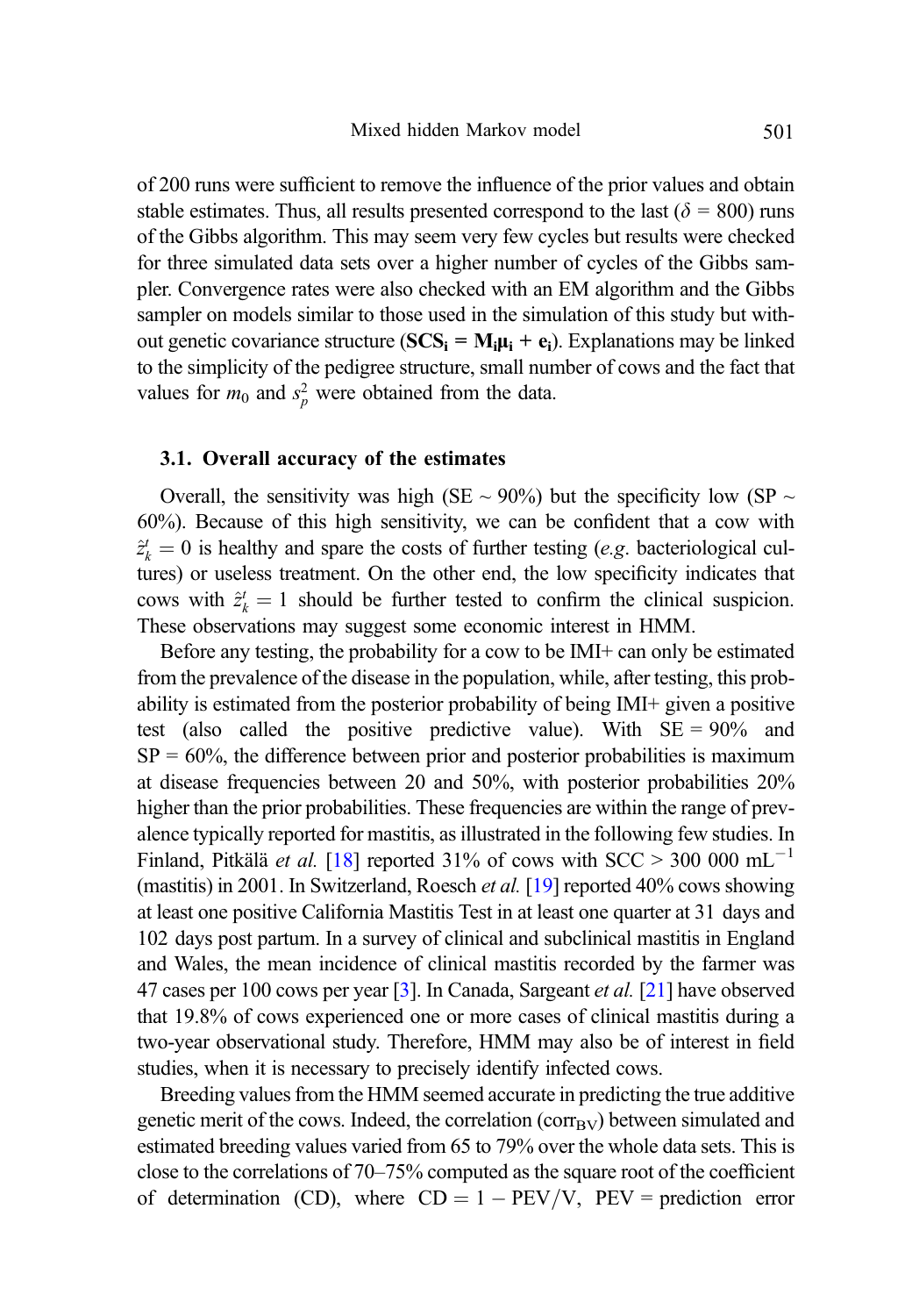of 200 runs were sufficient to remove the influence of the prior values and obtain stable estimates. Thus, all results presented correspond to the last ($\delta$ = 800) runs of the Gibbs algorithm. This may seem very few cycles but results were checked for three simulated data sets over a higher number of cycles of the Gibbs sampler. Convergence rates were also checked with an EM algorithm and the Gibbs sampler on models similar to those used in the simulation of this study but without genetic covariance structure ($\mathbf{SCS_i = M_i \mu_i + e_i}$). Explanations may be linked to the simplicity of the pedigree structure, small number of cows and the fact that values for $m_0$ and $s_p^2$ were obtained from the data.

### 3.1. Overall accuracy of the estimates

Overall, the sensitivity was high (SE ~ 90%) but the specificity low (SP ~ 60%). Because of this high sensitivity, we can be confident that a cow with $\hat{z}_k^t = 0$ is healthy and spare the costs of further testing (*e.g.* bacteriological cultures) or useless treatment. On the other end, the low specificity indicates that cows with $\hat{z}_k^t = 1$ should be further tested to confirm the clinical suspicion. These observations may suggest some economic interest in HMM.

Before any testing, the probability for a cow to be IMI+ can only be estimated from the prevalence of the disease in the population, while, after testing, this probability is estimated from the posterior probability of being IMI+ given a positive test (also called the positive predictive value). With SE = 90% and SP = 60%, the difference between prior and posterior probabilities is maximum at disease frequencies between 20 and 50%, with posterior probabilities 20% higher than the prior probabilities. These frequencies are within the range of prevalence typically reported for mastitis, as illustrated in the following few studies. In Finland, Pitkälä *et al.* [18] reported 31% of cows with SCC > 300 000 $\text{mL}^{-1}$ (mastitis) in 2001. In Switzerland, Roesch *et al.* [19] reported 40% cows showing at least one positive California Mastitis Test in at least one quarter at 31 days and 102 days post partum. In a survey of clinical and subclinical mastitis in England and Wales, the mean incidence of clinical mastitis recorded by the farmer was 47 cases per 100 cows per year [3]. In Canada, Sargeant *et al.* [21] have observed that 19.8% of cows experienced one or more cases of clinical mastitis during a two-year observational study. Therefore, HMM may also be of interest in field studies, when it is necessary to precisely identify infected cows.

Breeding values from the HMM seemed accurate in predicting the true additive genetic merit of the cows. Indeed, the correlation ($\text{corr}_{\text{BV}}$) between simulated and estimated breeding values varied from 65 to 79% over the whole data sets. This is close to the correlations of 70–75% computed as the square root of the coefficient of determination (CD), where $\text{CD} = 1 - \text{PEV}/\text{V}$, PEV = prediction error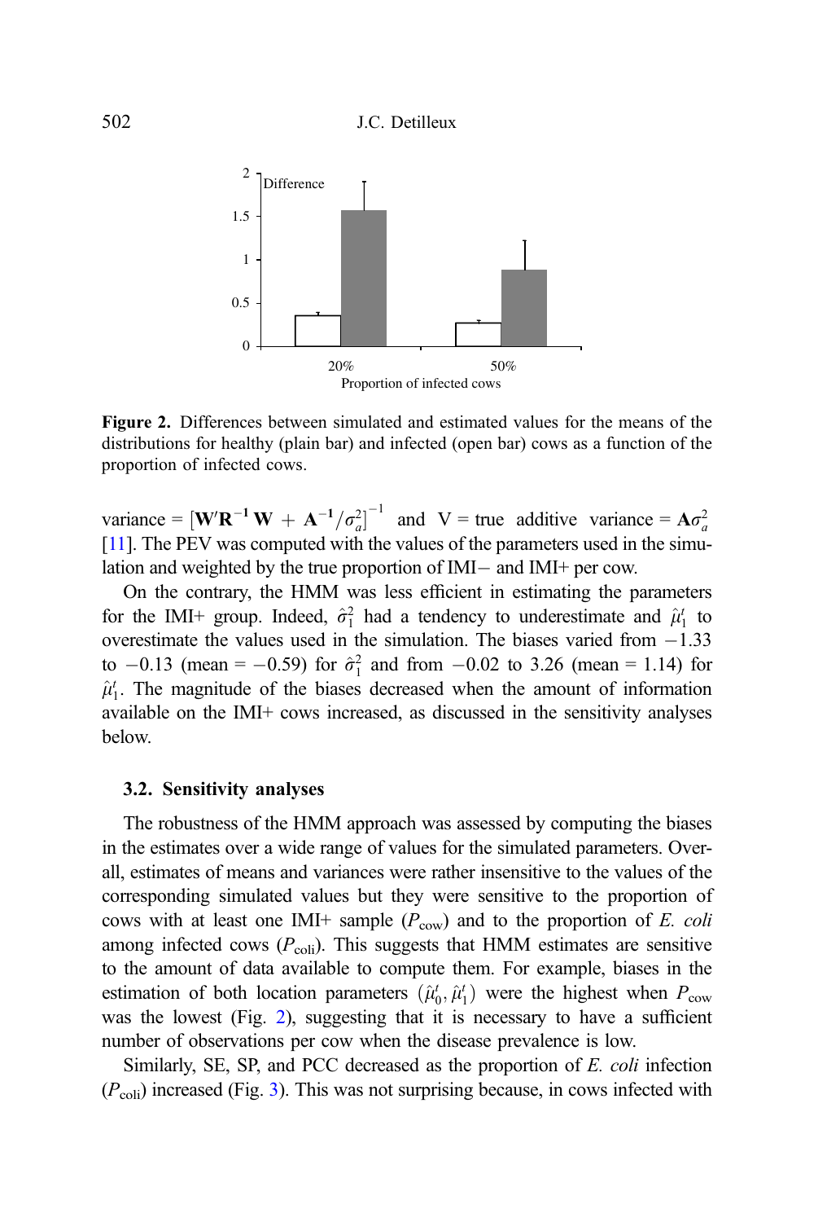**Figure 2.** Differences between simulated and estimated values for the means of the distributions for healthy (plain bar) and infected (open bar) cows as a function of the proportion of infected cows.

variance = $[\mathbf{W}'\mathbf{R}^{-1}\mathbf{W} + \mathbf{A}^{-1}/\sigma_a^2]^{-1}$ and V = true additive variance = $\mathbf{A}\sigma_a^2$ [11]. The PEV was computed with the values of the parameters used in the simulation and weighted by the true proportion of IMI− and IMI+ per cow.

On the contrary, the HMM was less efficient in estimating the parameters for the IMI+ group. Indeed, $\hat{\sigma}_1^2$ had a tendency to underestimate and $\hat{\mu}_1^t$ to overestimate the values used in the simulation. The biases varied from −1.33 to −0.13 (mean = −0.59) for $\hat{\sigma}_1^2$ and from −0.02 to 3.26 (mean = 1.14) for $\hat{\mu}_1^t$. The magnitude of the biases decreased when the amount of information available on the IMI+ cows increased, as discussed in the sensitivity analyses below.

### 3.2. Sensitivity analyses

The robustness of the HMM approach was assessed by computing the biases in the estimates over a wide range of values for the simulated parameters. Overall, estimates of means and variances were rather insensitive to the values of the corresponding simulated values but they were sensitive to the proportion of cows with at least one IMI+ sample ($P_{\text{cow}}$) and to the proportion of *E. coli* among infected cows ($P_{\text{coli}}$). This suggests that HMM estimates are sensitive to the amount of data available to compute them. For example, biases in the estimation of both location parameters $(\hat{\mu}_0^t, \hat{\mu}_1^t)$ were the highest when $P_{\text{cow}}$ was the lowest (Fig. 2), suggesting that it is necessary to have a sufficient number of observations per cow when the disease prevalence is low.

Similarly, SE, SP, and PCC decreased as the proportion of *E. coli* infection ($P_{\text{coli}}$) increased (Fig. 3). This was not surprising because, in cows infected with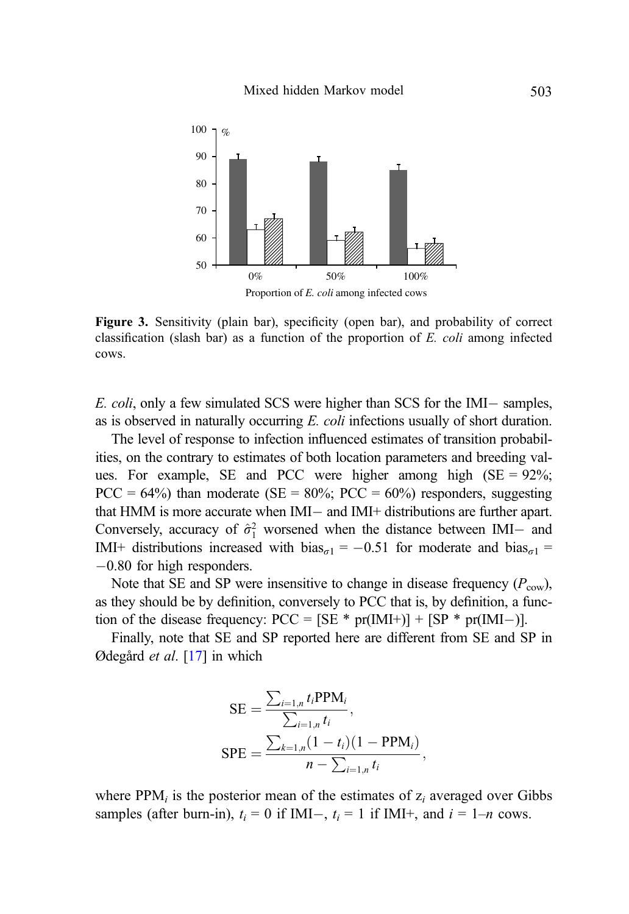Figure 3. Sensitivity (plain bar), specificity (open bar), and probability of correct classification (slash bar) as a function of the proportion of *E. coli* among infected cows.

*E. coli*, only a few simulated SCS were higher than SCS for the IMI− samples, as is observed in naturally occurring *E. coli* infections usually of short duration.

The level of response to infection influenced estimates of transition probabilities, on the contrary to estimates of both location parameters and breeding values. For example, SE and PCC were higher among high (SE = 92%; PCC = 64%) than moderate (SE = 80%; PCC = 60%) responders, suggesting that HMM is more accurate when IMI− and IMI+ distributions are further apart. Conversely, accuracy of $\hat{\sigma}_1^2$ worsened when the distance between IMI− and IMI+ distributions increased with $\text{bias}_{\sigma 1} = -0.51$ for moderate and $\text{bias}_{\sigma 1} = -0.80$ for high responders.

Note that SE and SP were insensitive to change in disease frequency ($P_{\text{cow}}$), as they should be by definition, conversely to PCC that is, by definition, a function of the disease frequency: PCC = [SE * pr(IMI+)] + [SP * pr(IMI−)].

Finally, note that SE and SP reported here are different from SE and SP in Ødegård *et al*. [17] in which

$$\text{SE} = \frac{\sum_{i=1,n} t_i \text{PPM}_i}{\sum_{i=1,n} t_i},$$

$$\text{SPE} = \frac{\sum_{k=1,n} (1 - t_i)(1 - \text{PPM}_i)}{n - \sum_{i=1,n} t_i},$$

where $\text{PPM}_i$ is the posterior mean of the estimates of $z_i$ averaged over Gibbs samples (after burn-in), $t_i = 0$ if IMI−, $t_i = 1$ if IMI+, and $i = 1$–$n$ cows.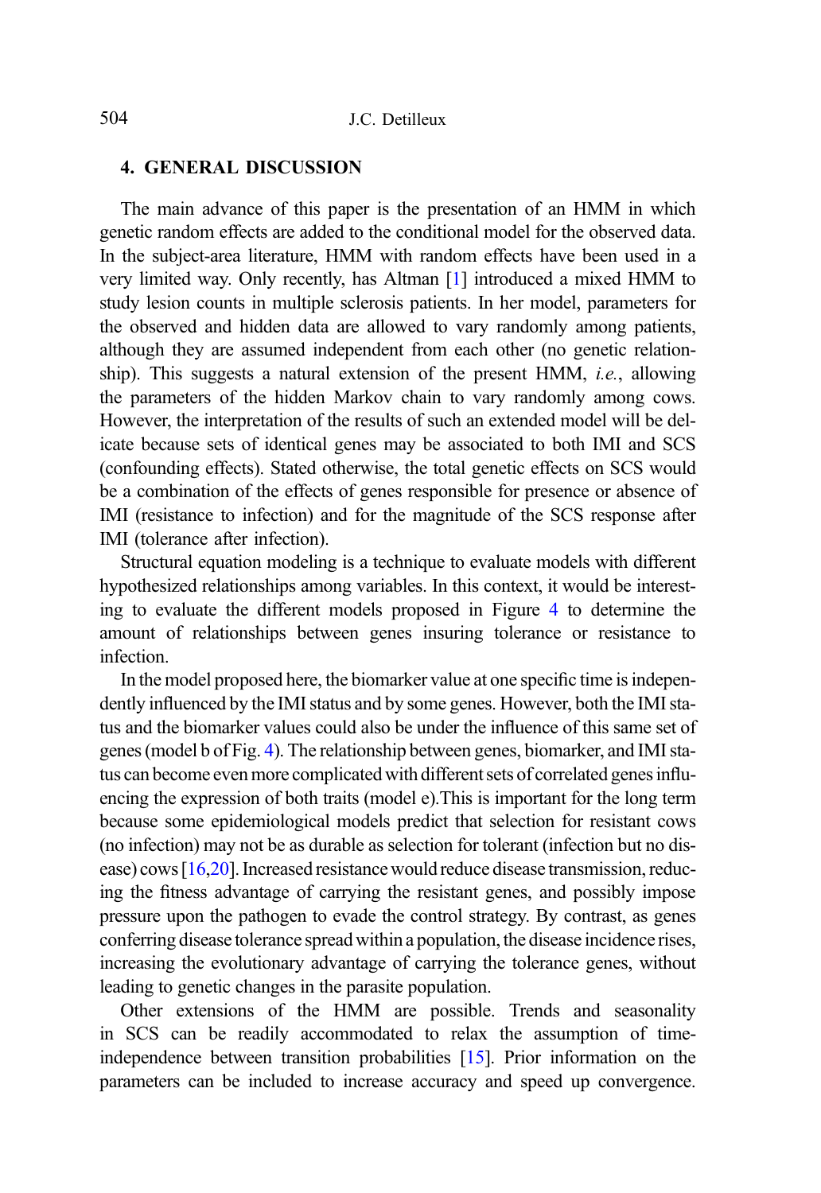## 4. GENERAL DISCUSSION

The main advance of this paper is the presentation of an HMM in which genetic random effects are added to the conditional model for the observed data. In the subject-area literature, HMM with random effects have been used in a very limited way. Only recently, has Altman [1] introduced a mixed HMM to study lesion counts in multiple sclerosis patients. In her model, parameters for the observed and hidden data are allowed to vary randomly among patients, although they are assumed independent from each other (no genetic relationship). This suggests a natural extension of the present HMM, *i.e.*, allowing the parameters of the hidden Markov chain to vary randomly among cows. However, the interpretation of the results of such an extended model will be delicate because sets of identical genes may be associated to both IMI and SCS (confounding effects). Stated otherwise, the total genetic effects on SCS would be a combination of the effects of genes responsible for presence or absence of IMI (resistance to infection) and for the magnitude of the SCS response after IMI (tolerance after infection).

Structural equation modeling is a technique to evaluate models with different hypothesized relationships among variables. In this context, it would be interesting to evaluate the different models proposed in Figure 4 to determine the amount of relationships between genes insuring tolerance or resistance to infection.

In the model proposed here, the biomarker value at one specific time is independently influenced by the IMI status and by some genes. However, both the IMI status and the biomarker values could also be under the influence of this same set of genes (model b of Fig. 4). The relationship between genes, biomarker, and IMI status can become even more complicated with different sets of correlated genes influencing the expression of both traits (model e).This is important for the long term because some epidemiological models predict that selection for resistant cows (no infection) may not be as durable as selection for tolerant (infection but no disease) cows [16,20]. Increased resistance would reduce disease transmission, reducing the fitness advantage of carrying the resistant genes, and possibly impose pressure upon the pathogen to evade the control strategy. By contrast, as genes conferring disease tolerance spread within a population, the disease incidence rises, increasing the evolutionary advantage of carrying the tolerance genes, without leading to genetic changes in the parasite population.

Other extensions of the HMM are possible. Trends and seasonality in SCS can be readily accommodated to relax the assumption of time-independence between transition probabilities [15]. Prior information on the parameters can be included to increase accuracy and speed up convergence.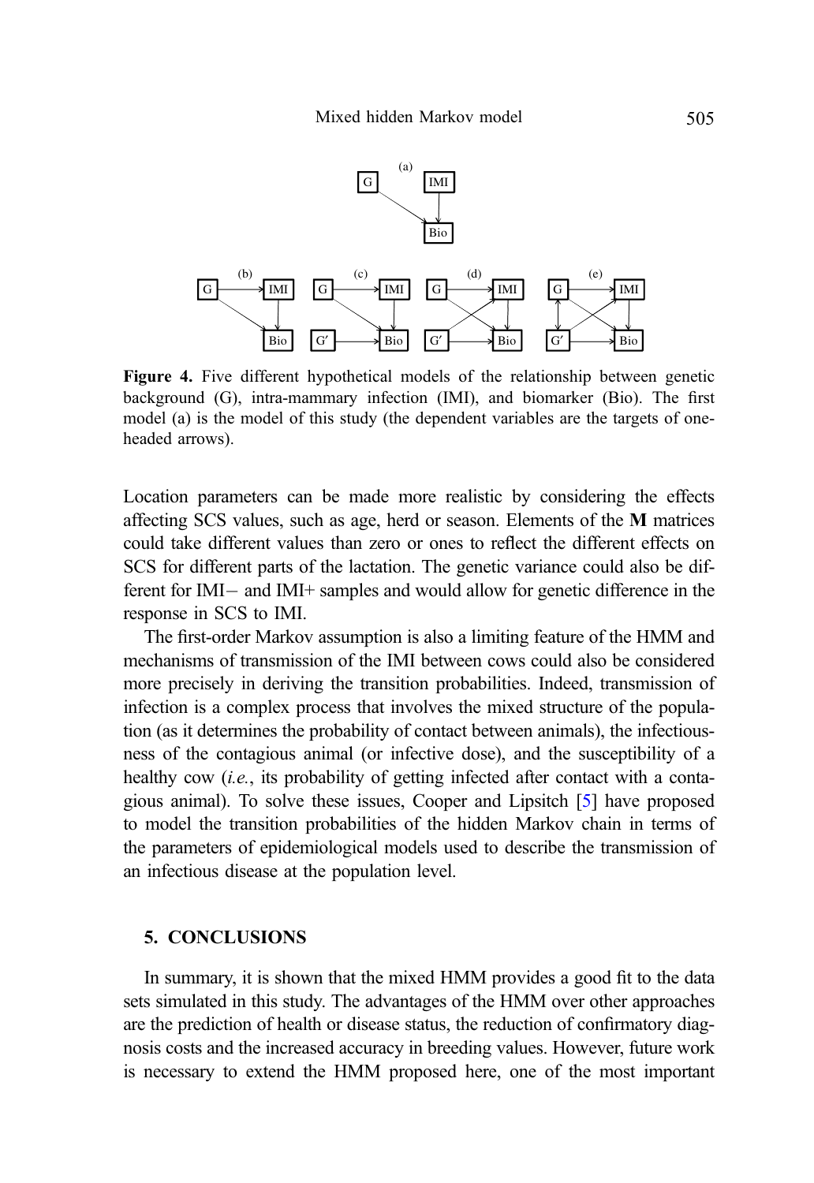**Figure 4.** Five different hypothetical models of the relationship between genetic background (G), intra-mammary infection (IMI), and biomarker (Bio). The first model (a) is the model of this study (the dependent variables are the targets of one-headed arrows).

Location parameters can be made more realistic by considering the effects affecting SCS values, such as age, herd or season. Elements of the **M** matrices could take different values than zero or ones to reflect the different effects on SCS for different parts of the lactation. The genetic variance could also be different for IMI− and IMI+ samples and would allow for genetic difference in the response in SCS to IMI.

The first-order Markov assumption is also a limiting feature of the HMM and mechanisms of transmission of the IMI between cows could also be considered more precisely in deriving the transition probabilities. Indeed, transmission of infection is a complex process that involves the mixed structure of the population (as it determines the probability of contact between animals), the infectiousness of the contagious animal (or infective dose), and the susceptibility of a healthy cow (*i.e.*, its probability of getting infected after contact with a contagious animal). To solve these issues, Cooper and Lipsitch [5] have proposed to model the transition probabilities of the hidden Markov chain in terms of the parameters of epidemiological models used to describe the transmission of an infectious disease at the population level.

## 5. CONCLUSIONS

In summary, it is shown that the mixed HMM provides a good fit to the data sets simulated in this study. The advantages of the HMM over other approaches are the prediction of health or disease status, the reduction of confirmatory diagnosis costs and the increased accuracy in breeding values. However, future work is necessary to extend the HMM proposed here, one of the most important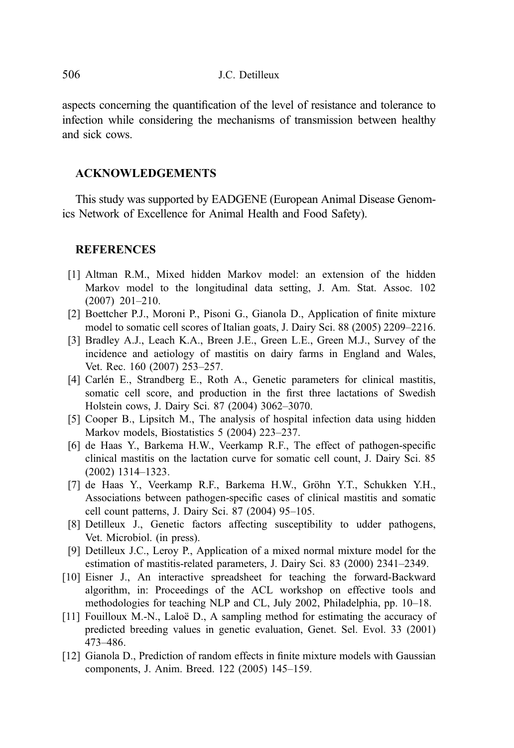aspects concerning the quantification of the level of resistance and tolerance to infection while considering the mechanisms of transmission between healthy and sick cows.

## ACKNOWLEDGEMENTS

This study was supported by EADGENE (European Animal Disease Genomics Network of Excellence for Animal Health and Food Safety).

## REFERENCES

[1] Altman R.M., Mixed hidden Markov model: an extension of the hidden Markov model to the longitudinal data setting, J. Am. Stat. Assoc. 102 (2007) 201–210.

[2] Boettcher P.J., Moroni P., Pisoni G., Gianola D., Application of finite mixture model to somatic cell scores of Italian goats, J. Dairy Sci. 88 (2005) 2209–2216.

[3] Bradley A.J., Leach K.A., Breen J.E., Green L.E., Green M.J., Survey of the incidence and aetiology of mastitis on dairy farms in England and Wales, Vet. Rec. 160 (2007) 253–257.

[4] Carlén E., Strandberg E., Roth A., Genetic parameters for clinical mastitis, somatic cell score, and production in the first three lactations of Swedish Holstein cows, J. Dairy Sci. 87 (2004) 3062–3070.

[5] Cooper B., Lipsitch M., The analysis of hospital infection data using hidden Markov models, Biostatistics 5 (2004) 223–237.

[6] de Haas Y., Barkema H.W., Veerkamp R.F., The effect of pathogen-specific clinical mastitis on the lactation curve for somatic cell count, J. Dairy Sci. 85 (2002) 1314–1323.

[7] de Haas Y., Veerkamp R.F., Barkema H.W., Gröhn Y.T., Schukken Y.H., Associations between pathogen-specific cases of clinical mastitis and somatic cell count patterns, J. Dairy Sci. 87 (2004) 95–105.

[8] Detilleux J., Genetic factors affecting susceptibility to udder pathogens, Vet. Microbiol. (in press).

[9] Detilleux J.C., Leroy P., Application of a mixed normal mixture model for the estimation of mastitis-related parameters, J. Dairy Sci. 83 (2000) 2341–2349.

[10] Eisner J., An interactive spreadsheet for teaching the forward-Backward algorithm, in: Proceedings of the ACL workshop on effective tools and methodologies for teaching NLP and CL, July 2002, Philadelphia, pp. 10–18.

[11] Fouilloux M.-N., Laloë D., A sampling method for estimating the accuracy of predicted breeding values in genetic evaluation, Genet. Sel. Evol. 33 (2001) 473–486.

[12] Gianola D., Prediction of random effects in finite mixture models with Gaussian components, J. Anim. Breed. 122 (2005) 145–159.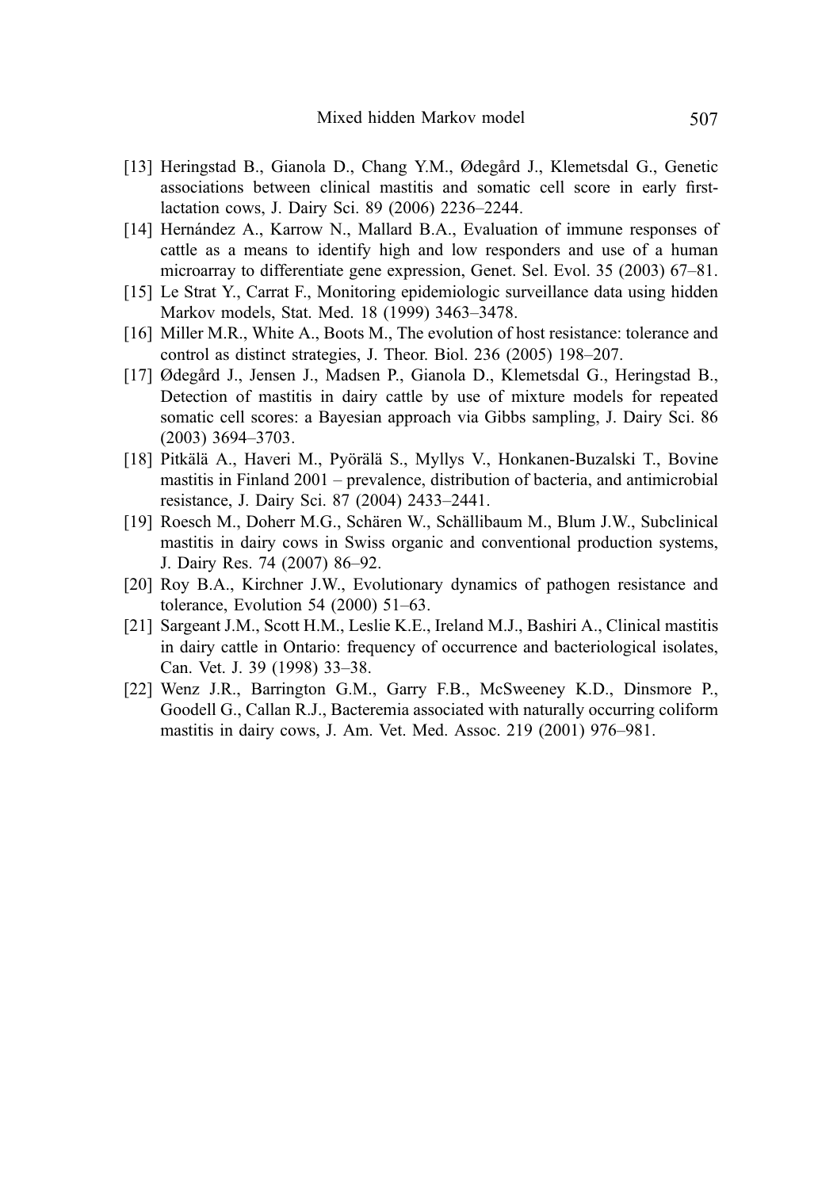[13] Heringstad B., Gianola D., Chang Y.M., Ødegård J., Klemetsdal G., Genetic associations between clinical mastitis and somatic cell score in early first-lactation cows, J. Dairy Sci. 89 (2006) 2236–2244.

[14] Hernández A., Karrow N., Mallard B.A., Evaluation of immune responses of cattle as a means to identify high and low responders and use of a human microarray to differentiate gene expression, Genet. Sel. Evol. 35 (2003) 67–81.

[15] Le Strat Y., Carrat F., Monitoring epidemiologic surveillance data using hidden Markov models, Stat. Med. 18 (1999) 3463–3478.

[16] Miller M.R., White A., Boots M., The evolution of host resistance: tolerance and control as distinct strategies, J. Theor. Biol. 236 (2005) 198–207.

[17] Ødegård J., Jensen J., Madsen P., Gianola D., Klemetsdal G., Heringstad B., Detection of mastitis in dairy cattle by use of mixture models for repeated somatic cell scores: a Bayesian approach via Gibbs sampling, J. Dairy Sci. 86 (2003) 3694–3703.

[18] Pitkälä A., Haveri M., Pyörälä S., Myllys V., Honkanen-Buzalski T., Bovine mastitis in Finland 2001 – prevalence, distribution of bacteria, and antimicrobial resistance, J. Dairy Sci. 87 (2004) 2433–2441.

[19] Roesch M., Doherr M.G., Schären W., Schällibaum M., Blum J.W., Subclinical mastitis in dairy cows in Swiss organic and conventional production systems, J. Dairy Res. 74 (2007) 86–92.

[20] Roy B.A., Kirchner J.W., Evolutionary dynamics of pathogen resistance and tolerance, Evolution 54 (2000) 51–63.

[21] Sargeant J.M., Scott H.M., Leslie K.E., Ireland M.J., Bashiri A., Clinical mastitis in dairy cattle in Ontario: frequency of occurrence and bacteriological isolates, Can. Vet. J. 39 (1998) 33–38.

[22] Wenz J.R., Barrington G.M., Garry F.B., McSweeney K.D., Dinsmore P., Goodell G., Callan R.J., Bacteremia associated with naturally occurring coliform mastitis in dairy cows, J. Am. Vet. Med. Assoc. 219 (2001) 976–981.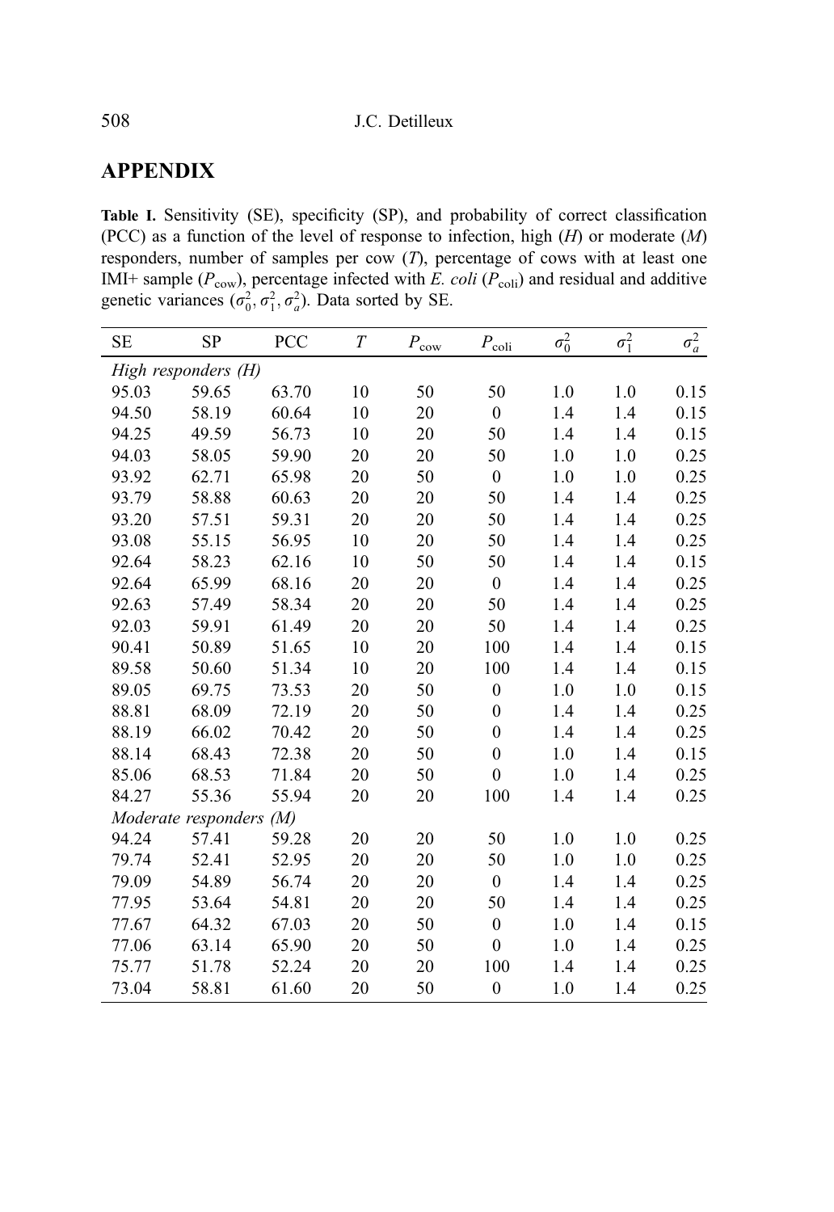## APPENDIX

**Table I.** Sensitivity (SE), specificity (SP), and probability of correct classification (PCC) as a function of the level of response to infection, high (*H*) or moderate (*M*) responders, number of samples per cow (*T*), percentage of cows with at least one IMI+ sample ($P_{\text{cow}}$), percentage infected with *E. coli* ($P_{\text{coli}}$) and residual and additive genetic variances ($\sigma_0^2, \sigma_1^2, \sigma_a^2$). Data sorted by SE.

| SE | SP | PCC | $T$ | $P_{\text{cow}}$ | $P_{\text{coli}}$ | $\sigma_0^2$ | $\sigma_1^2$ | $\sigma_a^2$ |
|---|---|---|---|---|---|---|---|---|
| *High responders (H)* | | | | | | | | |
| 95.03 | 59.65 | 63.70 | 10 | 50 | 50 | 1.0 | 1.0 | 0.15 |
| 94.50 | 58.19 | 60.64 | 10 | 20 | 0 | 1.4 | 1.4 | 0.15 |
| 94.25 | 49.59 | 56.73 | 10 | 20 | 50 | 1.4 | 1.4 | 0.15 |
| 94.03 | 58.05 | 59.90 | 20 | 20 | 50 | 1.0 | 1.0 | 0.25 |
| 93.92 | 62.71 | 65.98 | 20 | 50 | 0 | 1.0 | 1.0 | 0.25 |
| 93.79 | 58.88 | 60.63 | 20 | 20 | 50 | 1.4 | 1.4 | 0.25 |
| 93.20 | 57.51 | 59.31 | 20 | 20 | 50 | 1.4 | 1.4 | 0.25 |
| 93.08 | 55.15 | 56.95 | 10 | 20 | 50 | 1.4 | 1.4 | 0.25 |
| 92.64 | 58.23 | 62.16 | 10 | 50 | 50 | 1.4 | 1.4 | 0.15 |
| 92.64 | 65.99 | 68.16 | 20 | 20 | 0 | 1.4 | 1.4 | 0.25 |
| 92.63 | 57.49 | 58.34 | 20 | 20 | 50 | 1.4 | 1.4 | 0.25 |
| 92.03 | 59.91 | 61.49 | 20 | 20 | 50 | 1.4 | 1.4 | 0.25 |
| 90.41 | 50.89 | 51.65 | 10 | 20 | 100 | 1.4 | 1.4 | 0.15 |
| 89.58 | 50.60 | 51.34 | 10 | 20 | 100 | 1.4 | 1.4 | 0.15 |
| 89.05 | 69.75 | 73.53 | 20 | 50 | 0 | 1.0 | 1.0 | 0.15 |
| 88.81 | 68.09 | 72.19 | 20 | 50 | 0 | 1.4 | 1.4 | 0.25 |
| 88.19 | 66.02 | 70.42 | 20 | 50 | 0 | 1.4 | 1.4 | 0.25 |
| 88.14 | 68.43 | 72.38 | 20 | 50 | 0 | 1.0 | 1.4 | 0.15 |
| 85.06 | 68.53 | 71.84 | 20 | 50 | 0 | 1.0 | 1.4 | 0.25 |
| 84.27 | 55.36 | 55.94 | 20 | 20 | 100 | 1.4 | 1.4 | 0.25 |
| *Moderate responders (M)* | | | | | | | | |
| 94.24 | 57.41 | 59.28 | 20 | 20 | 50 | 1.0 | 1.0 | 0.25 |
| 79.74 | 52.41 | 52.95 | 20 | 20 | 50 | 1.0 | 1.0 | 0.25 |
| 79.09 | 54.89 | 56.74 | 20 | 20 | 0 | 1.4 | 1.4 | 0.25 |
| 77.95 | 53.64 | 54.81 | 20 | 20 | 50 | 1.4 | 1.4 | 0.25 |
| 77.67 | 64.32 | 67.03 | 20 | 50 | 0 | 1.0 | 1.4 | 0.15 |
| 77.06 | 63.14 | 65.90 | 20 | 50 | 0 | 1.0 | 1.4 | 0.25 |
| 75.77 | 51.78 | 52.24 | 20 | 20 | 100 | 1.4 | 1.4 | 0.25 |
| 73.04 | 58.81 | 61.60 | 20 | 50 | 0 | 1.0 | 1.4 | 0.25 |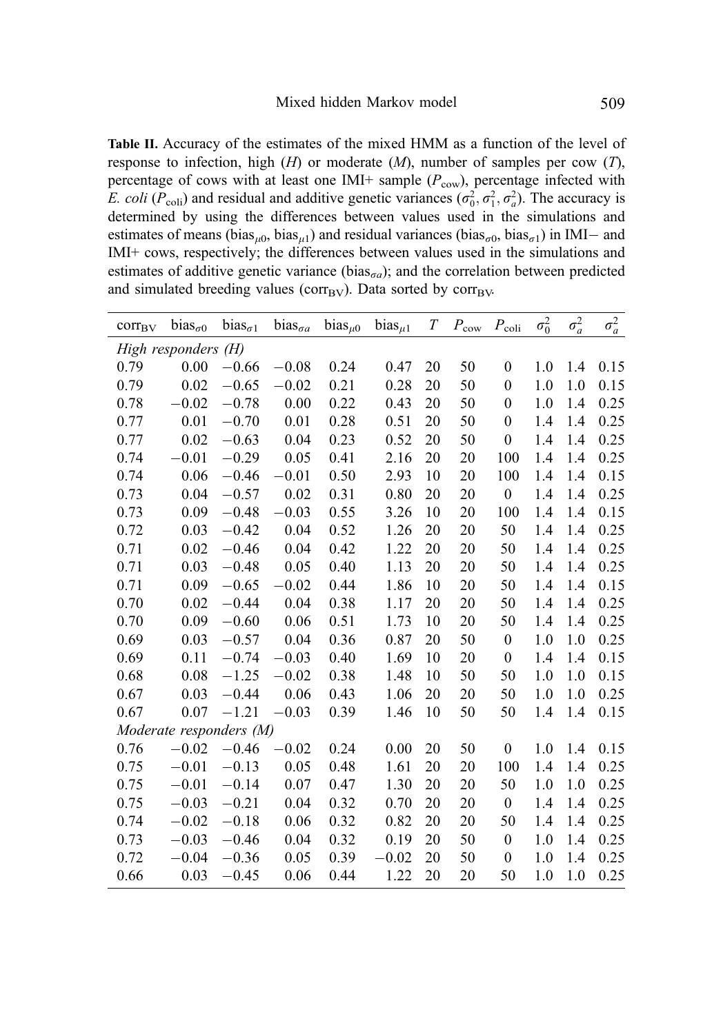**Table II.** Accuracy of the estimates of the mixed HMM as a function of the level of response to infection, high (*H*) or moderate (*M*), number of samples per cow (*T*), percentage of cows with at least one IMI+ sample ($P_{\text{cow}}$), percentage infected with *E. coli* ($P_{\text{coli}}$) and residual and additive genetic variances ($\sigma_0^2, \sigma_1^2, \sigma_a^2$). The accuracy is determined by using the differences between values used in the simulations and estimates of means ($\text{bias}_{\mu 0}$, $\text{bias}_{\mu 1}$) and residual variances ($\text{bias}_{\sigma 0}$, $\text{bias}_{\sigma 1}$) in IMI− and IMI+ cows, respectively; the differences between values used in the simulations and estimates of additive genetic variance ($\text{bias}_{\sigma a}$); and the correlation between predicted and simulated breeding values ($\text{corr}_{\text{BV}}$). Data sorted by $\text{corr}_{\text{BV}}$.

| $\text{corr}_{\text{BV}}$ | $\text{bias}_{\sigma 0}$ | $\text{bias}_{\sigma 1}$ | $\text{bias}_{\sigma a}$ | $\text{bias}_{\mu 0}$ | $\text{bias}_{\mu 1}$ | $T$ | $P_{\text{cow}}$ | $P_{\text{coli}}$ | $\sigma_0^2$ | $\sigma_a^2$ | $\sigma_a^2$ |
|---|---|---|---|---|---|---|---|---|---|---|---|
| *High responders (H)* | | | | | | | | | | | |
| 0.79 | 0.00 | −0.66 | −0.08 | 0.24 | 0.47 | 20 | 50 | 0 | 1.0 | 1.4 | 0.15 |
| 0.79 | 0.02 | −0.65 | −0.02 | 0.21 | 0.28 | 20 | 50 | 0 | 1.0 | 1.0 | 0.15 |
| 0.78 | −0.02 | −0.78 | 0.00 | 0.22 | 0.43 | 20 | 50 | 0 | 1.0 | 1.4 | 0.25 |
| 0.77 | 0.01 | −0.70 | 0.01 | 0.28 | 0.51 | 20 | 50 | 0 | 1.4 | 1.4 | 0.25 |
| 0.77 | 0.02 | −0.63 | 0.04 | 0.23 | 0.52 | 20 | 50 | 0 | 1.4 | 1.4 | 0.25 |
| 0.74 | −0.01 | −0.29 | 0.05 | 0.41 | 2.16 | 20 | 20 | 100 | 1.4 | 1.4 | 0.25 |
| 0.74 | 0.06 | −0.46 | −0.01 | 0.50 | 2.93 | 10 | 20 | 100 | 1.4 | 1.4 | 0.15 |
| 0.73 | 0.04 | −0.57 | 0.02 | 0.31 | 0.80 | 20 | 20 | 0 | 1.4 | 1.4 | 0.25 |
| 0.73 | 0.09 | −0.48 | −0.03 | 0.55 | 3.26 | 10 | 20 | 100 | 1.4 | 1.4 | 0.15 |
| 0.72 | 0.03 | −0.42 | 0.04 | 0.52 | 1.26 | 20 | 20 | 50 | 1.4 | 1.4 | 0.25 |
| 0.71 | 0.02 | −0.46 | 0.04 | 0.42 | 1.22 | 20 | 20 | 50 | 1.4 | 1.4 | 0.25 |
| 0.71 | 0.03 | −0.48 | 0.05 | 0.40 | 1.13 | 20 | 20 | 50 | 1.4 | 1.4 | 0.25 |
| 0.71 | 0.09 | −0.65 | −0.02 | 0.44 | 1.86 | 10 | 20 | 50 | 1.4 | 1.4 | 0.15 |
| 0.70 | 0.02 | −0.44 | 0.04 | 0.38 | 1.17 | 20 | 20 | 50 | 1.4 | 1.4 | 0.25 |
| 0.70 | 0.09 | −0.60 | 0.06 | 0.51 | 1.73 | 10 | 20 | 50 | 1.4 | 1.4 | 0.25 |
| 0.69 | 0.03 | −0.57 | 0.04 | 0.36 | 0.87 | 20 | 50 | 0 | 1.0 | 1.0 | 0.25 |
| 0.69 | 0.11 | −0.74 | −0.03 | 0.40 | 1.69 | 10 | 20 | 0 | 1.4 | 1.4 | 0.15 |
| 0.68 | 0.08 | −1.25 | −0.02 | 0.38 | 1.48 | 10 | 50 | 50 | 1.0 | 1.0 | 0.15 |
| 0.67 | 0.03 | −0.44 | 0.06 | 0.43 | 1.06 | 20 | 20 | 50 | 1.0 | 1.0 | 0.25 |
| 0.67 | 0.07 | −1.21 | −0.03 | 0.39 | 1.46 | 10 | 50 | 50 | 1.4 | 1.4 | 0.15 |
| *Moderate responders (M)* | | | | | | | | | | | |
| 0.76 | −0.02 | −0.46 | −0.02 | 0.24 | 0.00 | 20 | 50 | 0 | 1.0 | 1.4 | 0.15 |
| 0.75 | −0.01 | −0.13 | 0.05 | 0.48 | 1.61 | 20 | 20 | 100 | 1.4 | 1.4 | 0.25 |
| 0.75 | −0.01 | −0.14 | 0.07 | 0.47 | 1.30 | 20 | 20 | 50 | 1.0 | 1.0 | 0.25 |
| 0.75 | −0.03 | −0.21 | 0.04 | 0.32 | 0.70 | 20 | 20 | 0 | 1.4 | 1.4 | 0.25 |
| 0.74 | −0.02 | −0.18 | 0.06 | 0.32 | 0.82 | 20 | 20 | 50 | 1.4 | 1.4 | 0.25 |
| 0.73 | −0.03 | −0.46 | 0.04 | 0.32 | 0.19 | 20 | 50 | 0 | 1.0 | 1.4 | 0.25 |
| 0.72 | −0.04 | −0.36 | 0.05 | 0.39 | −0.02 | 20 | 50 | 0 | 1.0 | 1.4 | 0.25 |
| 0.66 | 0.03 | −0.45 | 0.06 | 0.44 | 1.22 | 20 | 20 | 50 | 1.0 | 1.0 | 0.25 |